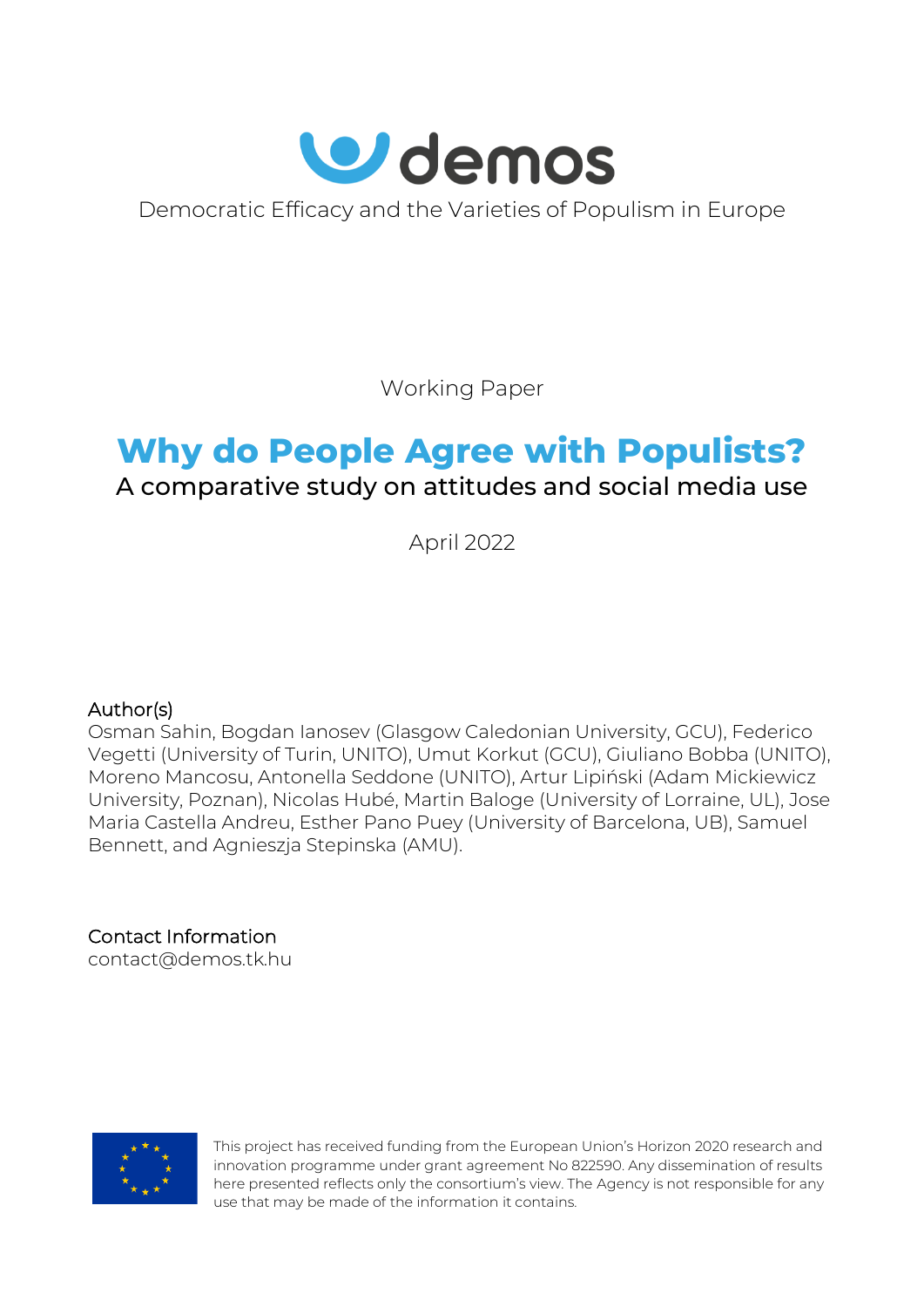demos

Democratic Efficacy and the Varieties of Populism in Europe

Working Paper

# Why do People Agree with Populists?

## A comparative study on attitudes and social media use

April 2022

Author(s)

Osman Sahin, Bogdan Ianosev (Glasgow Caledonian University, GCU), Federico Vegetti (University of Turin, UNITO), Umut Korkut (GCU), Giuliano Bobba (UNITO), Moreno Mancosu, Antonella Seddone (UNITO), Artur Lipiński (Adam Mickiewicz University, Poznan), Nicolas Hubé, Martin Baloge (University of Lorraine, UL), Jose Maria Castella Andreu, Esther Pano Puey (University of Barcelona, UB), Samuel Bennett, and Agnieszja Stepinska (AMU).

Contact Information

contact@demos.tk.hu

This project has received funding from the European Union's Horizon 2020 research and innovation programme under grant agreement No 822590. Any dissemination of results here presented reflects only the consortium's view. The Agency is not responsible for any use that may be made of the information it contains.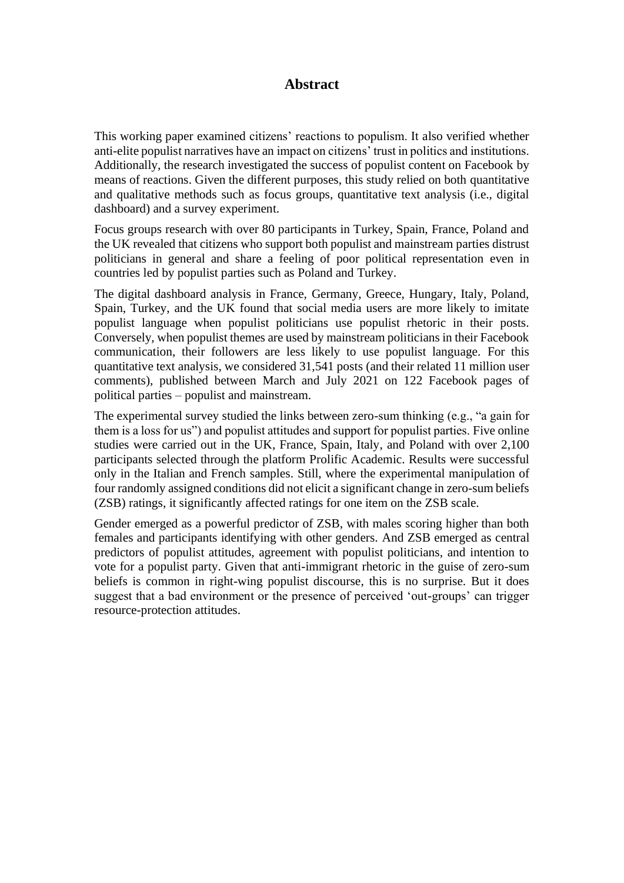# Abstract

This working paper examined citizens' reactions to populism. It also verified whether anti-elite populist narratives have an impact on citizens' trust in politics and institutions. Additionally, the research investigated the success of populist content on Facebook by means of reactions. Given the different purposes, this study relied on both quantitative and qualitative methods such as focus groups, quantitative text analysis (i.e., digital dashboard) and a survey experiment.

Focus groups research with over 80 participants in Turkey, Spain, France, Poland and the UK revealed that citizens who support both populist and mainstream parties distrust politicians in general and share a feeling of poor political representation even in countries led by populist parties such as Poland and Turkey.

The digital dashboard analysis in France, Germany, Greece, Hungary, Italy, Poland, Spain, Turkey, and the UK found that social media users are more likely to imitate populist language when populist politicians use populist rhetoric in their posts. Conversely, when populist themes are used by mainstream politicians in their Facebook communication, their followers are less likely to use populist language. For this quantitative text analysis, we considered 31,541 posts (and their related 11 million user comments), published between March and July 2021 on 122 Facebook pages of political parties – populist and mainstream.

The experimental survey studied the links between zero-sum thinking (e.g., "a gain for them is a loss for us") and populist attitudes and support for populist parties. Five online studies were carried out in the UK, France, Spain, Italy, and Poland with over 2,100 participants selected through the platform Prolific Academic. Results were successful only in the Italian and French samples. Still, where the experimental manipulation of four randomly assigned conditions did not elicit a significant change in zero-sum beliefs (ZSB) ratings, it significantly affected ratings for one item on the ZSB scale.

Gender emerged as a powerful predictor of ZSB, with males scoring higher than both females and participants identifying with other genders. And ZSB emerged as central predictors of populist attitudes, agreement with populist politicians, and intention to vote for a populist party. Given that anti-immigrant rhetoric in the guise of zero-sum beliefs is common in right-wing populist discourse, this is no surprise. But it does suggest that a bad environment or the presence of perceived 'out-groups' can trigger resource-protection attitudes.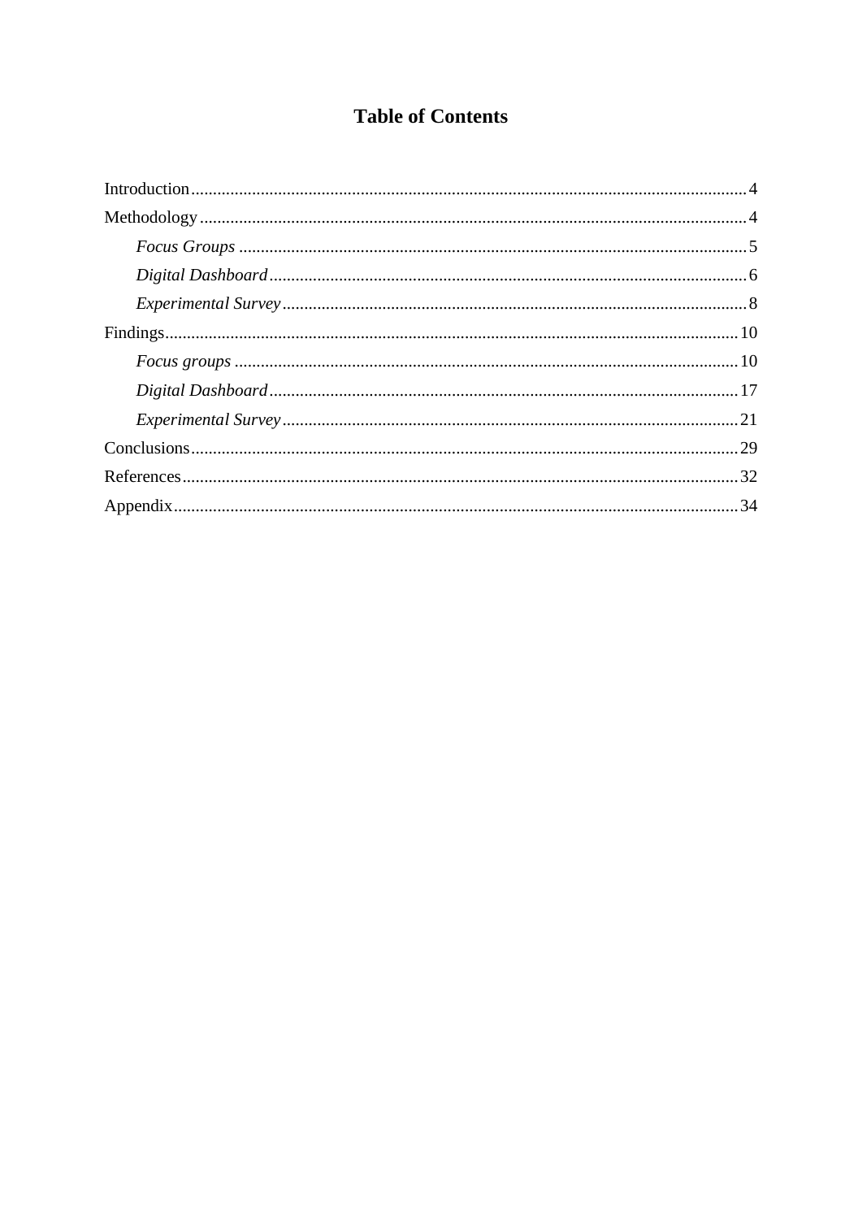# Table of Contents

Introduction ........................................................................................................................ 4
Methodology ........................................................................................................................ 4
    *Focus Groups* ................................................................................................................ 5
    *Digital Dashboard* .......................................................................................................... 6
    *Experimental Survey* ...................................................................................................... 8
Findings ............................................................................................................................. 10
    *Focus groups* ............................................................................................................... 10
    *Digital Dashboard* ........................................................................................................ 17
    *Experimental Survey* .................................................................................................... 21
Conclusions ....................................................................................................................... 29
References ......................................................................................................................... 32
Appendix ............................................................................................................................ 34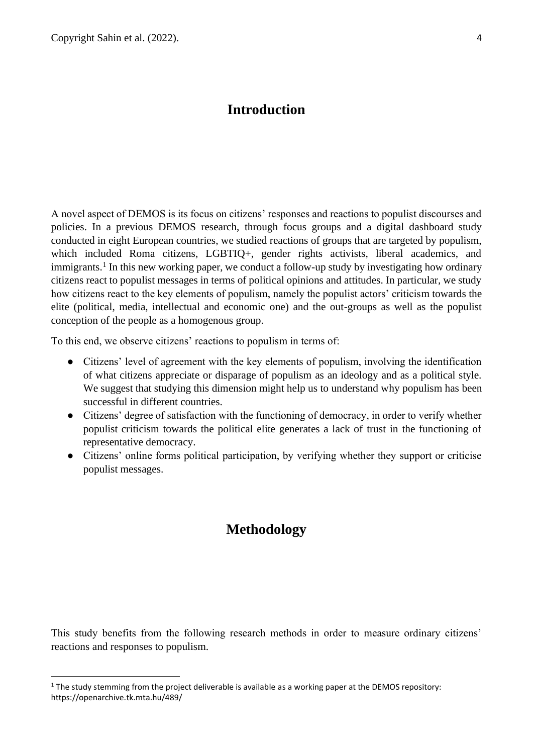# Introduction

A novel aspect of DEMOS is its focus on citizens' responses and reactions to populist discourses and policies. In a previous DEMOS research, through focus groups and a digital dashboard study conducted in eight European countries, we studied reactions of groups that are targeted by populism, which included Roma citizens, LGBTIQ+, gender rights activists, liberal academics, and immigrants.[1] In this new working paper, we conduct a follow-up study by investigating how ordinary citizens react to populist messages in terms of political opinions and attitudes. In particular, we study how citizens react to the key elements of populism, namely the populist actors' criticism towards the elite (political, media, intellectual and economic one) and the out-groups as well as the populist conception of the people as a homogenous group.

To this end, we observe citizens' reactions to populism in terms of:

- Citizens' level of agreement with the key elements of populism, involving the identification of what citizens appreciate or disparage of populism as an ideology and as a political style. We suggest that studying this dimension might help us to understand why populism has been successful in different countries.
- Citizens' degree of satisfaction with the functioning of democracy, in order to verify whether populist criticism towards the political elite generates a lack of trust in the functioning of representative democracy.
- Citizens' online forms political participation, by verifying whether they support or criticise populist messages.

# Methodology

This study benefits from the following research methods in order to measure ordinary citizens' reactions and responses to populism.

[1] The study stemming from the project deliverable is available as a working paper at the DEMOS repository: https://openarchive.tk.mta.hu/489/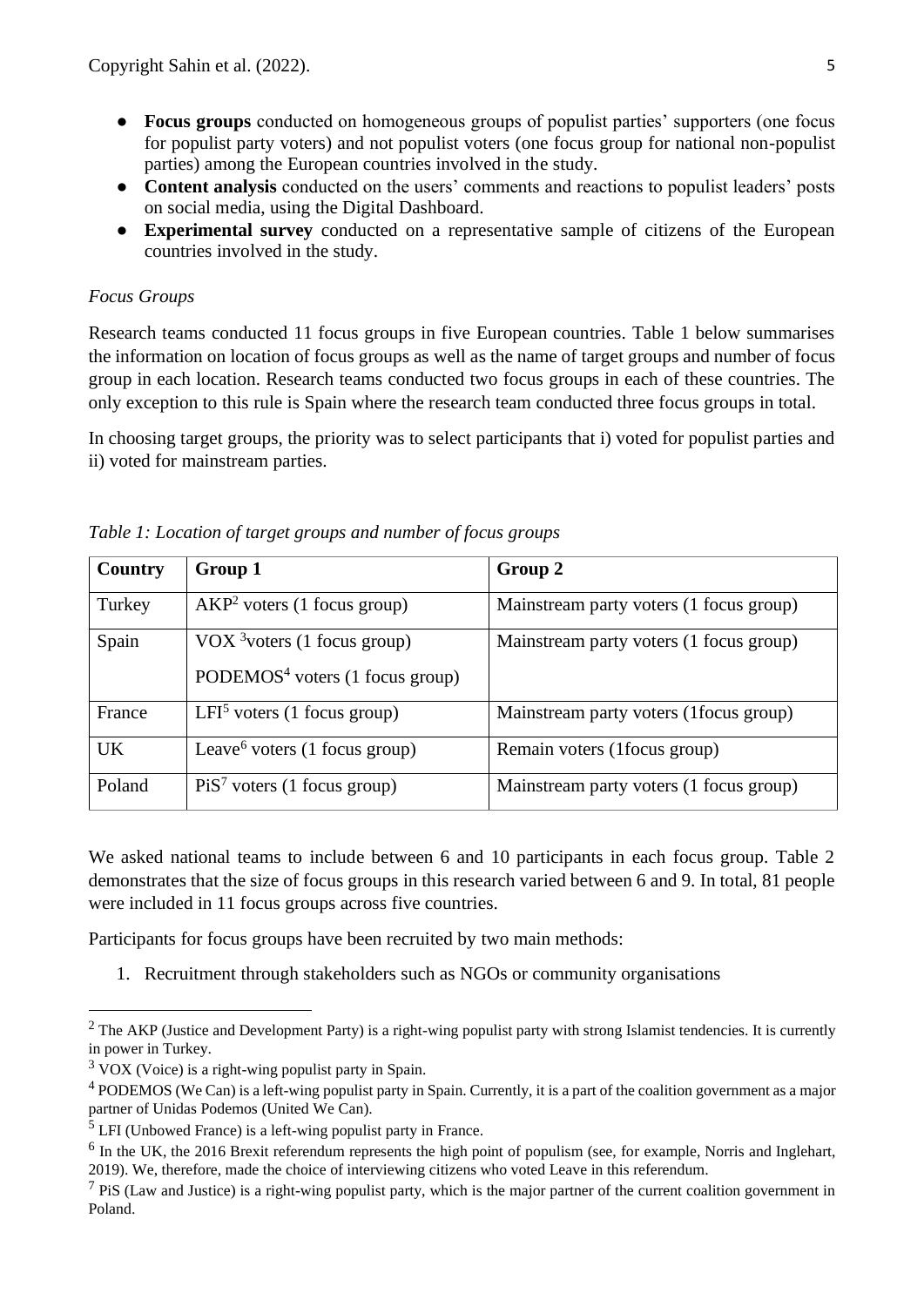- **Focus groups** conducted on homogeneous groups of populist parties' supporters (one focus for populist party voters) and not populist voters (one focus group for national non-populist parties) among the European countries involved in the study.
- **Content analysis** conducted on the users' comments and reactions to populist leaders' posts on social media, using the Digital Dashboard.
- **Experimental survey** conducted on a representative sample of citizens of the European countries involved in the study.

*Focus Groups*

Research teams conducted 11 focus groups in five European countries. Table 1 below summarises the information on location of focus groups as well as the name of target groups and number of focus group in each location. Research teams conducted two focus groups in each of these countries. The only exception to this rule is Spain where the research team conducted three focus groups in total.

In choosing target groups, the priority was to select participants that i) voted for populist parties and ii) voted for mainstream parties.

*Table 1: Location of target groups and number of focus groups*

| Country | Group 1 | Group 2 |
|---|---|---|
| Turkey | AKP[2] voters (1 focus group) | Mainstream party voters (1 focus group) |
| Spain | VOX [3]voters (1 focus group) PODEMOS[4] voters (1 focus group) | Mainstream party voters (1 focus group) |
| France | LFI[5] voters (1 focus group) | Mainstream party voters (1focus group) |
| UK | Leave[6] voters (1 focus group) | Remain voters (1focus group) |
| Poland | PiS[7] voters (1 focus group) | Mainstream party voters (1 focus group) |

We asked national teams to include between 6 and 10 participants in each focus group. Table 2 demonstrates that the size of focus groups in this research varied between 6 and 9. In total, 81 people were included in 11 focus groups across five countries.

Participants for focus groups have been recruited by two main methods:

1. Recruitment through stakeholders such as NGOs or community organisations

[2] The AKP (Justice and Development Party) is a right-wing populist party with strong Islamist tendencies. It is currently in power in Turkey.

[3] VOX (Voice) is a right-wing populist party in Spain.

[4] PODEMOS (We Can) is a left-wing populist party in Spain. Currently, it is a part of the coalition government as a major partner of Unidas Podemos (United We Can).

[5] LFI (Unbowed France) is a left-wing populist party in France.

[6] In the UK, the 2016 Brexit referendum represents the high point of populism (see, for example, Norris and Inglehart, 2019). We, therefore, made the choice of interviewing citizens who voted Leave in this referendum.

[7] PiS (Law and Justice) is a right-wing populist party, which is the major partner of the current coalition government in Poland.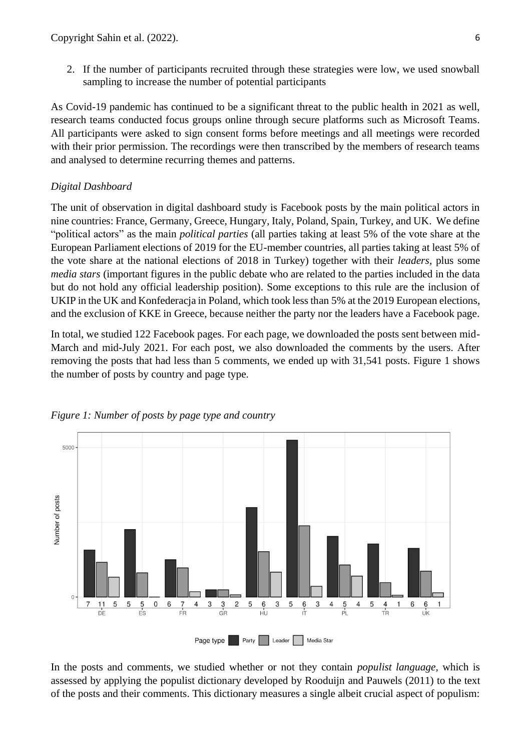2. If the number of participants recruited through these strategies were low, we used snowball sampling to increase the number of potential participants

As Covid-19 pandemic has continued to be a significant threat to the public health in 2021 as well, research teams conducted focus groups online through secure platforms such as Microsoft Teams. All participants were asked to sign consent forms before meetings and all meetings were recorded with their prior permission. The recordings were then transcribed by the members of research teams and analysed to determine recurring themes and patterns.

*Digital Dashboard*

The unit of observation in digital dashboard study is Facebook posts by the main political actors in nine countries: France, Germany, Greece, Hungary, Italy, Poland, Spain, Turkey, and UK. We define "political actors" as the main *political parties* (all parties taking at least 5% of the vote share at the European Parliament elections of 2019 for the EU-member countries, all parties taking at least 5% of the vote share at the national elections of 2018 in Turkey) together with their *leaders*, plus some *media stars* (important figures in the public debate who are related to the parties included in the data but do not hold any official leadership position). Some exceptions to this rule are the inclusion of UKIP in the UK and Konfederacja in Poland, which took less than 5% at the 2019 European elections, and the exclusion of KKE in Greece, because neither the party nor the leaders have a Facebook page.

In total, we studied 122 Facebook pages. For each page, we downloaded the posts sent between mid-March and mid-July 2021. For each post, we also downloaded the comments by the users. After removing the posts that had less than 5 comments, we ended up with 31,541 posts. Figure 1 shows the number of posts by country and page type.

*Figure 1: Number of posts by page type and country*

In the posts and comments, we studied whether or not they contain *populist language*, which is assessed by applying the populist dictionary developed by Rooduijn and Pauwels (2011) to the text of the posts and their comments. This dictionary measures a single albeit crucial aspect of populism: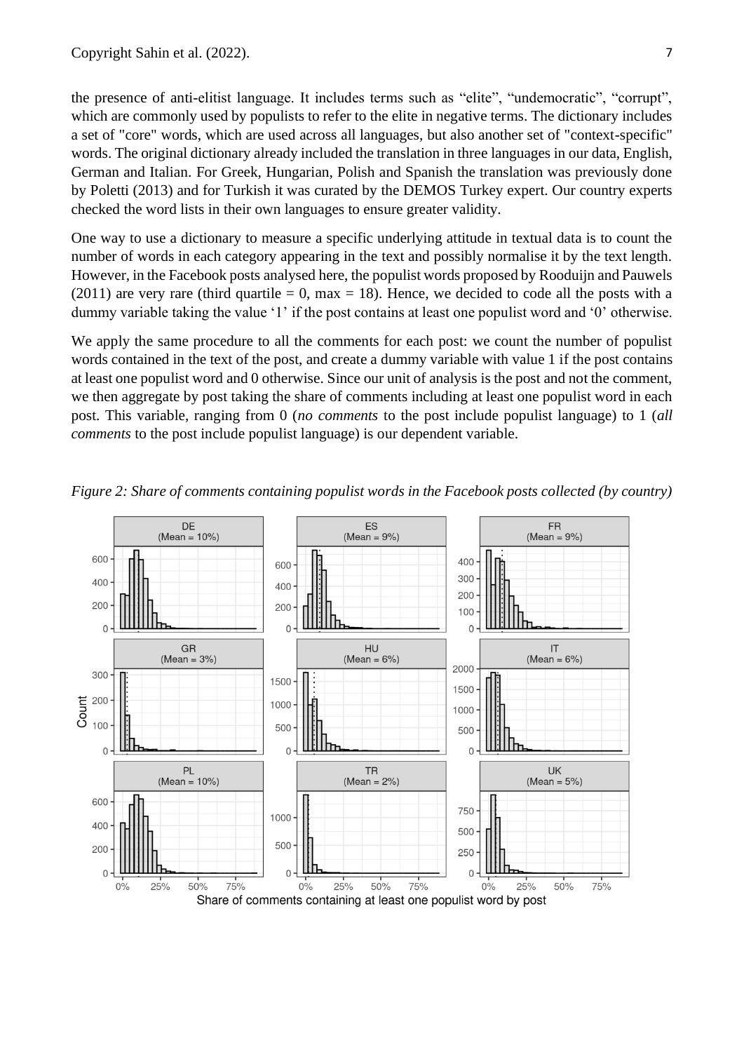the presence of anti-elitist language. It includes terms such as "elite", "undemocratic", "corrupt", which are commonly used by populists to refer to the elite in negative terms. The dictionary includes a set of "core" words, which are used across all languages, but also another set of "context-specific" words. The original dictionary already included the translation in three languages in our data, English, German and Italian. For Greek, Hungarian, Polish and Spanish the translation was previously done by Poletti (2013) and for Turkish it was curated by the DEMOS Turkey expert. Our country experts checked the word lists in their own languages to ensure greater validity.

One way to use a dictionary to measure a specific underlying attitude in textual data is to count the number of words in each category appearing in the text and possibly normalise it by the text length. However, in the Facebook posts analysed here, the populist words proposed by Rooduijn and Pauwels (2011) are very rare (third quartile = 0, max = 18). Hence, we decided to code all the posts with a dummy variable taking the value '1' if the post contains at least one populist word and '0' otherwise.

We apply the same procedure to all the comments for each post: we count the number of populist words contained in the text of the post, and create a dummy variable with value 1 if the post contains at least one populist word and 0 otherwise. Since our unit of analysis is the post and not the comment, we then aggregate by post taking the share of comments including at least one populist word in each post. This variable, ranging from 0 (*no comments* to the post include populist language) to 1 (*all comments* to the post include populist language) is our dependent variable.

*Figure 2: Share of comments containing populist words in the Facebook posts collected (by country)*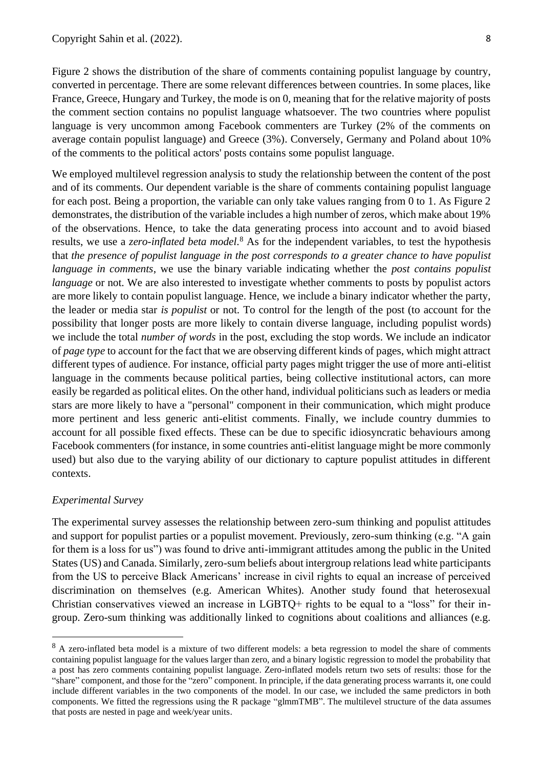Figure 2 shows the distribution of the share of comments containing populist language by country, converted in percentage. There are some relevant differences between countries. In some places, like France, Greece, Hungary and Turkey, the mode is on 0, meaning that for the relative majority of posts the comment section contains no populist language whatsoever. The two countries where populist language is very uncommon among Facebook commenters are Turkey (2% of the comments on average contain populist language) and Greece (3%). Conversely, Germany and Poland about 10% of the comments to the political actors' posts contains some populist language.

We employed multilevel regression analysis to study the relationship between the content of the post and of its comments. Our dependent variable is the share of comments containing populist language for each post. Being a proportion, the variable can only take values ranging from 0 to 1. As Figure 2 demonstrates, the distribution of the variable includes a high number of zeros, which make about 19% of the observations. Hence, to take the data generating process into account and to avoid biased results, we use a *zero-inflated beta model*.[8] As for the independent variables, to test the hypothesis that *the presence of populist language in the post corresponds to a greater chance to have populist language in comments*, we use the binary variable indicating whether the *post contains populist language* or not. We are also interested to investigate whether comments to posts by populist actors are more likely to contain populist language. Hence, we include a binary indicator whether the party, the leader or media star *is populist* or not. To control for the length of the post (to account for the possibility that longer posts are more likely to contain diverse language, including populist words) we include the total *number of words* in the post, excluding the stop words. We include an indicator of *page type* to account for the fact that we are observing different kinds of pages, which might attract different types of audience. For instance, official party pages might trigger the use of more anti-elitist language in the comments because political parties, being collective institutional actors, can more easily be regarded as political elites. On the other hand, individual politicians such as leaders or media stars are more likely to have a "personal" component in their communication, which might produce more pertinent and less generic anti-elitist comments. Finally, we include country dummies to account for all possible fixed effects. These can be due to specific idiosyncratic behaviours among Facebook commenters (for instance, in some countries anti-elitist language might be more commonly used) but also due to the varying ability of our dictionary to capture populist attitudes in different contexts.

*Experimental Survey*

The experimental survey assesses the relationship between zero-sum thinking and populist attitudes and support for populist parties or a populist movement. Previously, zero-sum thinking (e.g. "A gain for them is a loss for us") was found to drive anti-immigrant attitudes among the public in the United States (US) and Canada. Similarly, zero-sum beliefs about intergroup relations lead white participants from the US to perceive Black Americans' increase in civil rights to equal an increase of perceived discrimination on themselves (e.g. American Whites). Another study found that heterosexual Christian conservatives viewed an increase in LGBTQ+ rights to be equal to a "loss" for their in-group. Zero-sum thinking was additionally linked to cognitions about coalitions and alliances (e.g.

---

[8] A zero-inflated beta model is a mixture of two different models: a beta regression to model the share of comments containing populist language for the values larger than zero, and a binary logistic regression to model the probability that a post has zero comments containing populist language. Zero-inflated models return two sets of results: those for the "share" component, and those for the "zero" component. In principle, if the data generating process warrants it, one could include different variables in the two components of the model. In our case, we included the same predictors in both components. We fitted the regressions using the R package "glmmTMB". The multilevel structure of the data assumes that posts are nested in page and week/year units.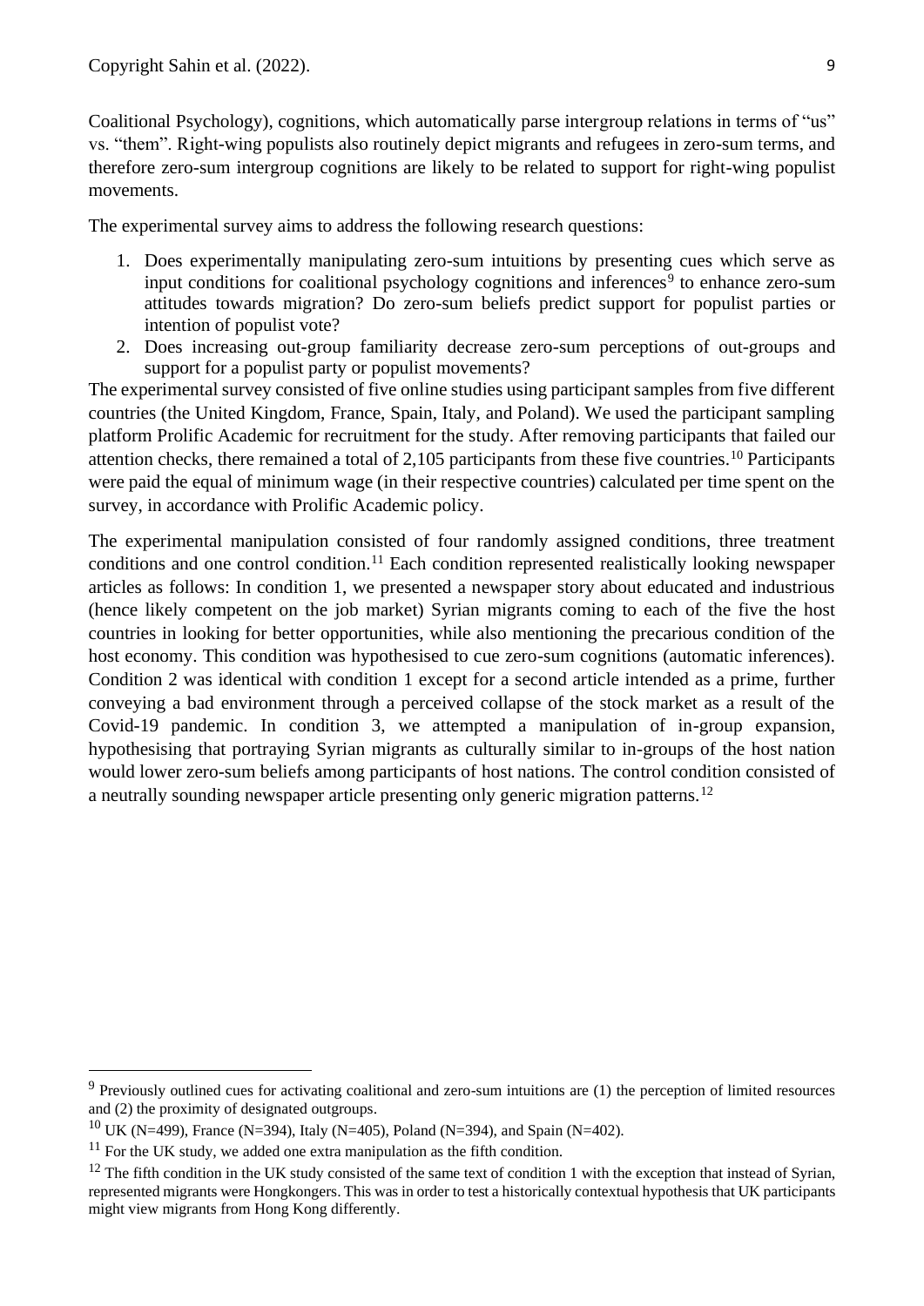Coalitional Psychology), cognitions, which automatically parse intergroup relations in terms of "us" vs. "them". Right-wing populists also routinely depict migrants and refugees in zero-sum terms, and therefore zero-sum intergroup cognitions are likely to be related to support for right-wing populist movements.

The experimental survey aims to address the following research questions:

1. Does experimentally manipulating zero-sum intuitions by presenting cues which serve as input conditions for coalitional psychology cognitions and inferences[9] to enhance zero-sum attitudes towards migration? Do zero-sum beliefs predict support for populist parties or intention of populist vote?
2. Does increasing out-group familiarity decrease zero-sum perceptions of out-groups and support for a populist party or populist movements?

The experimental survey consisted of five online studies using participant samples from five different countries (the United Kingdom, France, Spain, Italy, and Poland). We used the participant sampling platform Prolific Academic for recruitment for the study. After removing participants that failed our attention checks, there remained a total of 2,105 participants from these five countries.[10] Participants were paid the equal of minimum wage (in their respective countries) calculated per time spent on the survey, in accordance with Prolific Academic policy.

The experimental manipulation consisted of four randomly assigned conditions, three treatment conditions and one control condition.[11] Each condition represented realistically looking newspaper articles as follows: In condition 1, we presented a newspaper story about educated and industrious (hence likely competent on the job market) Syrian migrants coming to each of the five the host countries in looking for better opportunities, while also mentioning the precarious condition of the host economy. This condition was hypothesised to cue zero-sum cognitions (automatic inferences). Condition 2 was identical with condition 1 except for a second article intended as a prime, further conveying a bad environment through a perceived collapse of the stock market as a result of the Covid-19 pandemic. In condition 3, we attempted a manipulation of in-group expansion, hypothesising that portraying Syrian migrants as culturally similar to in-groups of the host nation would lower zero-sum beliefs among participants of host nations. The control condition consisted of a neutrally sounding newspaper article presenting only generic migration patterns.[12]

---

[9] Previously outlined cues for activating coalitional and zero-sum intuitions are (1) the perception of limited resources and (2) the proximity of designated outgroups.

[10] UK (N=499), France (N=394), Italy (N=405), Poland (N=394), and Spain (N=402).

[11] For the UK study, we added one extra manipulation as the fifth condition.

[12] The fifth condition in the UK study consisted of the same text of condition 1 with the exception that instead of Syrian, represented migrants were Hongkongers. This was in order to test a historically contextual hypothesis that UK participants might view migrants from Hong Kong differently.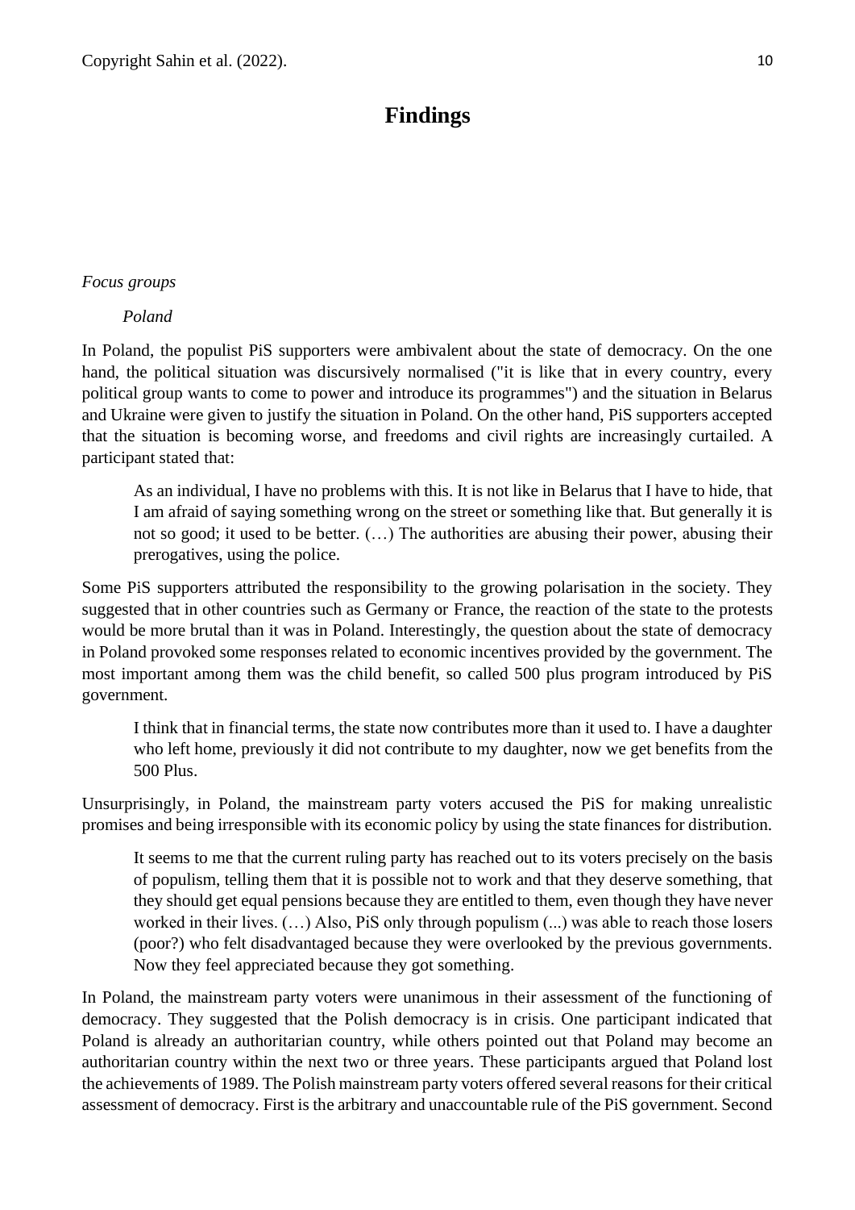# Findings

*Focus groups*

*Poland*

In Poland, the populist PiS supporters were ambivalent about the state of democracy. On the one hand, the political situation was discursively normalised ("it is like that in every country, every political group wants to come to power and introduce its programmes") and the situation in Belarus and Ukraine were given to justify the situation in Poland. On the other hand, PiS supporters accepted that the situation is becoming worse, and freedoms and civil rights are increasingly curtailed. A participant stated that:

> As an individual, I have no problems with this. It is not like in Belarus that I have to hide, that I am afraid of saying something wrong on the street or something like that. But generally it is not so good; it used to be better. (…) The authorities are abusing their power, abusing their prerogatives, using the police.

Some PiS supporters attributed the responsibility to the growing polarisation in the society. They suggested that in other countries such as Germany or France, the reaction of the state to the protests would be more brutal than it was in Poland. Interestingly, the question about the state of democracy in Poland provoked some responses related to economic incentives provided by the government. The most important among them was the child benefit, so called 500 plus program introduced by PiS government.

> I think that in financial terms, the state now contributes more than it used to. I have a daughter who left home, previously it did not contribute to my daughter, now we get benefits from the 500 Plus.

Unsurprisingly, in Poland, the mainstream party voters accused the PiS for making unrealistic promises and being irresponsible with its economic policy by using the state finances for distribution.

> It seems to me that the current ruling party has reached out to its voters precisely on the basis of populism, telling them that it is possible not to work and that they deserve something, that they should get equal pensions because they are entitled to them, even though they have never worked in their lives. (…) Also, PiS only through populism (...) was able to reach those losers (poor?) who felt disadvantaged because they were overlooked by the previous governments. Now they feel appreciated because they got something.

In Poland, the mainstream party voters were unanimous in their assessment of the functioning of democracy. They suggested that the Polish democracy is in crisis. One participant indicated that Poland is already an authoritarian country, while others pointed out that Poland may become an authoritarian country within the next two or three years. These participants argued that Poland lost the achievements of 1989. The Polish mainstream party voters offered several reasons for their critical assessment of democracy. First is the arbitrary and unaccountable rule of the PiS government. Second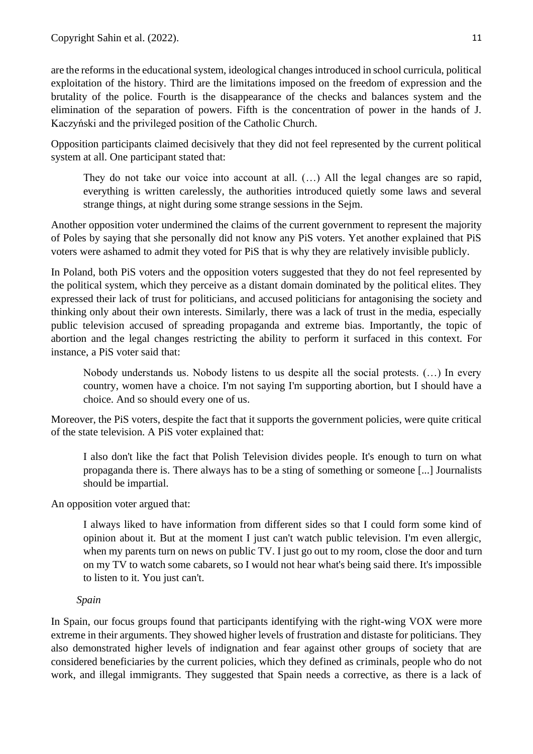are the reforms in the educational system, ideological changes introduced in school curricula, political exploitation of the history. Third are the limitations imposed on the freedom of expression and the brutality of the police. Fourth is the disappearance of the checks and balances system and the elimination of the separation of powers. Fifth is the concentration of power in the hands of J. Kaczyński and the privileged position of the Catholic Church.

Opposition participants claimed decisively that they did not feel represented by the current political system at all. One participant stated that:

> They do not take our voice into account at all. (…) All the legal changes are so rapid, everything is written carelessly, the authorities introduced quietly some laws and several strange things, at night during some strange sessions in the Sejm.

Another opposition voter undermined the claims of the current government to represent the majority of Poles by saying that she personally did not know any PiS voters. Yet another explained that PiS voters were ashamed to admit they voted for PiS that is why they are relatively invisible publicly.

In Poland, both PiS voters and the opposition voters suggested that they do not feel represented by the political system, which they perceive as a distant domain dominated by the political elites. They expressed their lack of trust for politicians, and accused politicians for antagonising the society and thinking only about their own interests. Similarly, there was a lack of trust in the media, especially public television accused of spreading propaganda and extreme bias. Importantly, the topic of abortion and the legal changes restricting the ability to perform it surfaced in this context. For instance, a PiS voter said that:

> Nobody understands us. Nobody listens to us despite all the social protests. (…) In every country, women have a choice. I'm not saying I'm supporting abortion, but I should have a choice. And so should every one of us.

Moreover, the PiS voters, despite the fact that it supports the government policies, were quite critical of the state television. A PiS voter explained that:

> I also don't like the fact that Polish Television divides people. It's enough to turn on what propaganda there is. There always has to be a sting of something or someone [...] Journalists should be impartial.

An opposition voter argued that:

> I always liked to have information from different sides so that I could form some kind of opinion about it. But at the moment I just can't watch public television. I'm even allergic, when my parents turn on news on public TV. I just go out to my room, close the door and turn on my TV to watch some cabarets, so I would not hear what's being said there. It's impossible to listen to it. You just can't.

*Spain*

In Spain, our focus groups found that participants identifying with the right-wing VOX were more extreme in their arguments. They showed higher levels of frustration and distaste for politicians. They also demonstrated higher levels of indignation and fear against other groups of society that are considered beneficiaries by the current policies, which they defined as criminals, people who do not work, and illegal immigrants. They suggested that Spain needs a corrective, as there is a lack of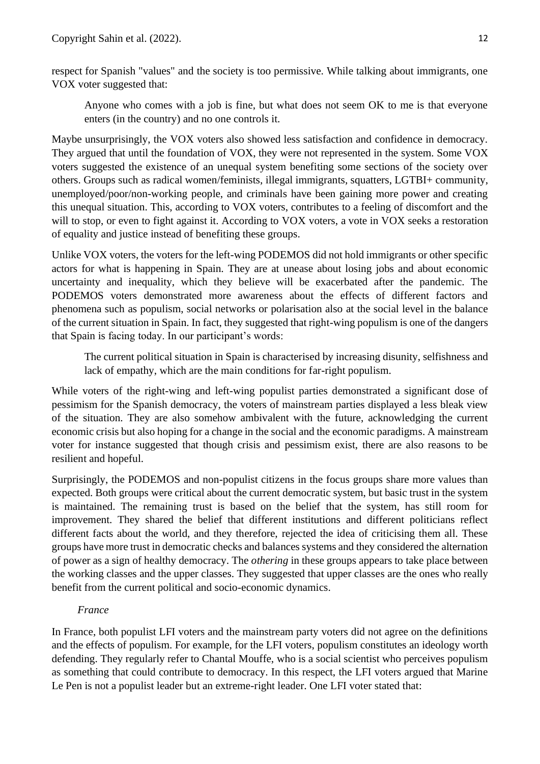respect for Spanish "values" and the society is too permissive. While talking about immigrants, one VOX voter suggested that:

> Anyone who comes with a job is fine, but what does not seem OK to me is that everyone enters (in the country) and no one controls it.

Maybe unsurprisingly, the VOX voters also showed less satisfaction and confidence in democracy. They argued that until the foundation of VOX, they were not represented in the system. Some VOX voters suggested the existence of an unequal system benefiting some sections of the society over others. Groups such as radical women/feminists, illegal immigrants, squatters, LGTBI+ community, unemployed/poor/non-working people, and criminals have been gaining more power and creating this unequal situation. This, according to VOX voters, contributes to a feeling of discomfort and the will to stop, or even to fight against it. According to VOX voters, a vote in VOX seeks a restoration of equality and justice instead of benefiting these groups.

Unlike VOX voters, the voters for the left-wing PODEMOS did not hold immigrants or other specific actors for what is happening in Spain. They are at unease about losing jobs and about economic uncertainty and inequality, which they believe will be exacerbated after the pandemic. The PODEMOS voters demonstrated more awareness about the effects of different factors and phenomena such as populism, social networks or polarisation also at the social level in the balance of the current situation in Spain. In fact, they suggested that right-wing populism is one of the dangers that Spain is facing today. In our participant's words:

> The current political situation in Spain is characterised by increasing disunity, selfishness and lack of empathy, which are the main conditions for far-right populism.

While voters of the right-wing and left-wing populist parties demonstrated a significant dose of pessimism for the Spanish democracy, the voters of mainstream parties displayed a less bleak view of the situation. They are also somehow ambivalent with the future, acknowledging the current economic crisis but also hoping for a change in the social and the economic paradigms. A mainstream voter for instance suggested that though crisis and pessimism exist, there are also reasons to be resilient and hopeful.

Surprisingly, the PODEMOS and non-populist citizens in the focus groups share more values than expected. Both groups were critical about the current democratic system, but basic trust in the system is maintained. The remaining trust is based on the belief that the system, has still room for improvement. They shared the belief that different institutions and different politicians reflect different facts about the world, and they therefore, rejected the idea of criticising them all. These groups have more trust in democratic checks and balances systems and they considered the alternation of power as a sign of healthy democracy. The *othering* in these groups appears to take place between the working classes and the upper classes. They suggested that upper classes are the ones who really benefit from the current political and socio-economic dynamics.

*France*

In France, both populist LFI voters and the mainstream party voters did not agree on the definitions and the effects of populism. For example, for the LFI voters, populism constitutes an ideology worth defending. They regularly refer to Chantal Mouffe, who is a social scientist who perceives populism as something that could contribute to democracy. In this respect, the LFI voters argued that Marine Le Pen is not a populist leader but an extreme-right leader. One LFI voter stated that: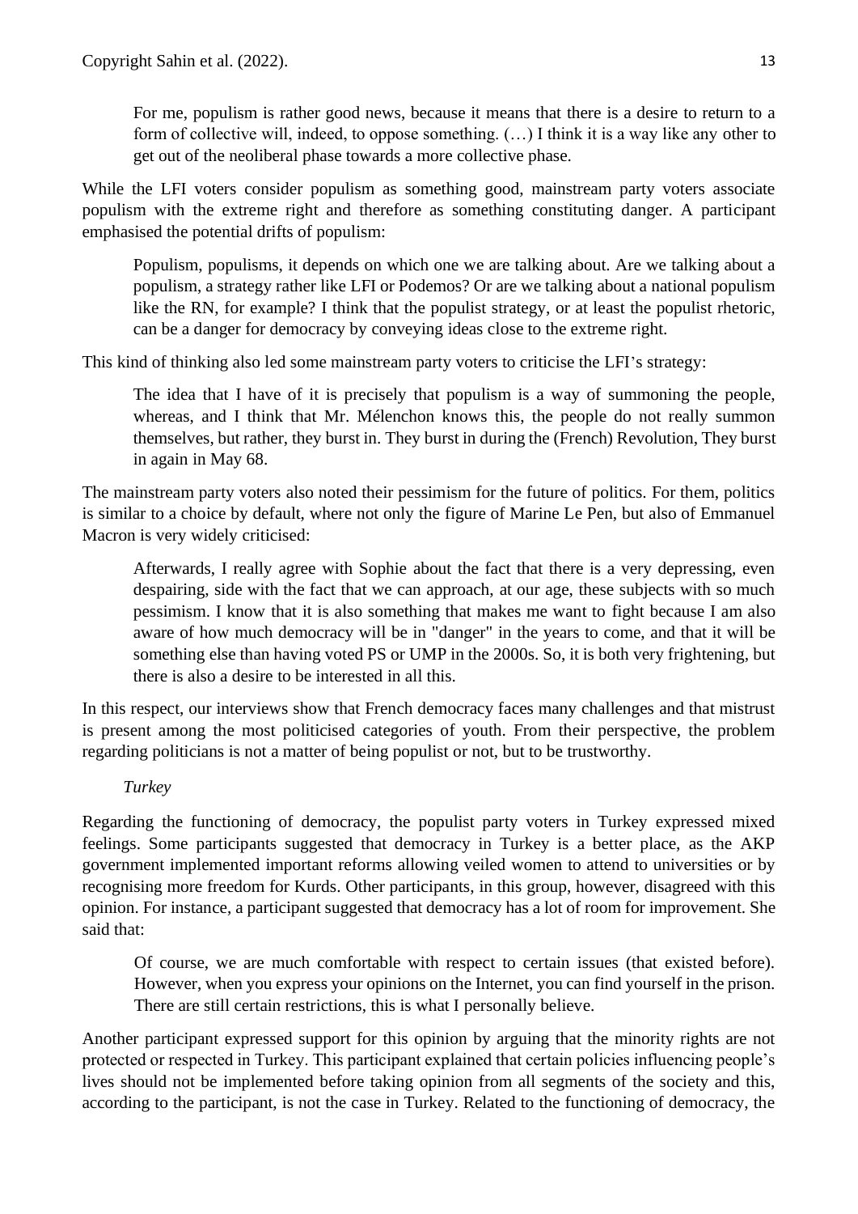> For me, populism is rather good news, because it means that there is a desire to return to a form of collective will, indeed, to oppose something. (…) I think it is a way like any other to get out of the neoliberal phase towards a more collective phase.

While the LFI voters consider populism as something good, mainstream party voters associate populism with the extreme right and therefore as something constituting danger. A participant emphasised the potential drifts of populism:

> Populism, populisms, it depends on which one we are talking about. Are we talking about a populism, a strategy rather like LFI or Podemos? Or are we talking about a national populism like the RN, for example? I think that the populist strategy, or at least the populist rhetoric, can be a danger for democracy by conveying ideas close to the extreme right.

This kind of thinking also led some mainstream party voters to criticise the LFI's strategy:

> The idea that I have of it is precisely that populism is a way of summoning the people, whereas, and I think that Mr. Mélenchon knows this, the people do not really summon themselves, but rather, they burst in. They burst in during the (French) Revolution, They burst in again in May 68.

The mainstream party voters also noted their pessimism for the future of politics. For them, politics is similar to a choice by default, where not only the figure of Marine Le Pen, but also of Emmanuel Macron is very widely criticised:

> Afterwards, I really agree with Sophie about the fact that there is a very depressing, even despairing, side with the fact that we can approach, at our age, these subjects with so much pessimism. I know that it is also something that makes me want to fight because I am also aware of how much democracy will be in "danger" in the years to come, and that it will be something else than having voted PS or UMP in the 2000s. So, it is both very frightening, but there is also a desire to be interested in all this.

In this respect, our interviews show that French democracy faces many challenges and that mistrust is present among the most politicised categories of youth. From their perspective, the problem regarding politicians is not a matter of being populist or not, but to be trustworthy.

*Turkey*

Regarding the functioning of democracy, the populist party voters in Turkey expressed mixed feelings. Some participants suggested that democracy in Turkey is a better place, as the AKP government implemented important reforms allowing veiled women to attend to universities or by recognising more freedom for Kurds. Other participants, in this group, however, disagreed with this opinion. For instance, a participant suggested that democracy has a lot of room for improvement. She said that:

> Of course, we are much comfortable with respect to certain issues (that existed before). However, when you express your opinions on the Internet, you can find yourself in the prison. There are still certain restrictions, this is what I personally believe.

Another participant expressed support for this opinion by arguing that the minority rights are not protected or respected in Turkey. This participant explained that certain policies influencing people's lives should not be implemented before taking opinion from all segments of the society and this, according to the participant, is not the case in Turkey. Related to the functioning of democracy, the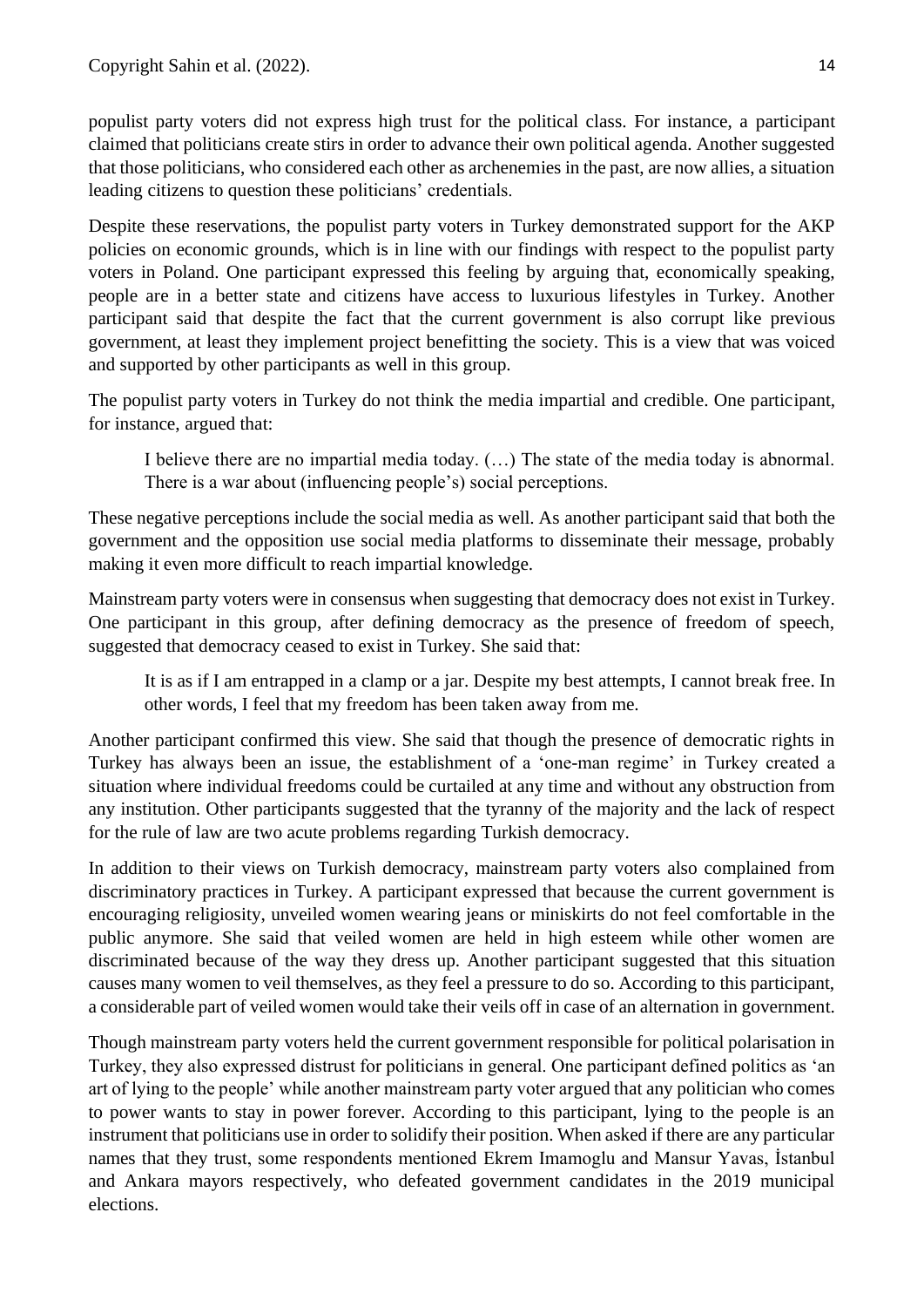populist party voters did not express high trust for the political class. For instance, a participant claimed that politicians create stirs in order to advance their own political agenda. Another suggested that those politicians, who considered each other as archenemies in the past, are now allies, a situation leading citizens to question these politicians' credentials.

Despite these reservations, the populist party voters in Turkey demonstrated support for the AKP policies on economic grounds, which is in line with our findings with respect to the populist party voters in Poland. One participant expressed this feeling by arguing that, economically speaking, people are in a better state and citizens have access to luxurious lifestyles in Turkey. Another participant said that despite the fact that the current government is also corrupt like previous government, at least they implement project benefitting the society. This is a view that was voiced and supported by other participants as well in this group.

The populist party voters in Turkey do not think the media impartial and credible. One participant, for instance, argued that:

> I believe there are no impartial media today. (…) The state of the media today is abnormal. There is a war about (influencing people's) social perceptions.

These negative perceptions include the social media as well. As another participant said that both the government and the opposition use social media platforms to disseminate their message, probably making it even more difficult to reach impartial knowledge.

Mainstream party voters were in consensus when suggesting that democracy does not exist in Turkey. One participant in this group, after defining democracy as the presence of freedom of speech, suggested that democracy ceased to exist in Turkey. She said that:

> It is as if I am entrapped in a clamp or a jar. Despite my best attempts, I cannot break free. In other words, I feel that my freedom has been taken away from me.

Another participant confirmed this view. She said that though the presence of democratic rights in Turkey has always been an issue, the establishment of a 'one-man regime' in Turkey created a situation where individual freedoms could be curtailed at any time and without any obstruction from any institution. Other participants suggested that the tyranny of the majority and the lack of respect for the rule of law are two acute problems regarding Turkish democracy.

In addition to their views on Turkish democracy, mainstream party voters also complained from discriminatory practices in Turkey. A participant expressed that because the current government is encouraging religiosity, unveiled women wearing jeans or miniskirts do not feel comfortable in the public anymore. She said that veiled women are held in high esteem while other women are discriminated because of the way they dress up. Another participant suggested that this situation causes many women to veil themselves, as they feel a pressure to do so. According to this participant, a considerable part of veiled women would take their veils off in case of an alternation in government.

Though mainstream party voters held the current government responsible for political polarisation in Turkey, they also expressed distrust for politicians in general. One participant defined politics as 'an art of lying to the people' while another mainstream party voter argued that any politician who comes to power wants to stay in power forever. According to this participant, lying to the people is an instrument that politicians use in order to solidify their position. When asked if there are any particular names that they trust, some respondents mentioned Ekrem Imamoglu and Mansur Yavas, İstanbul and Ankara mayors respectively, who defeated government candidates in the 2019 municipal elections.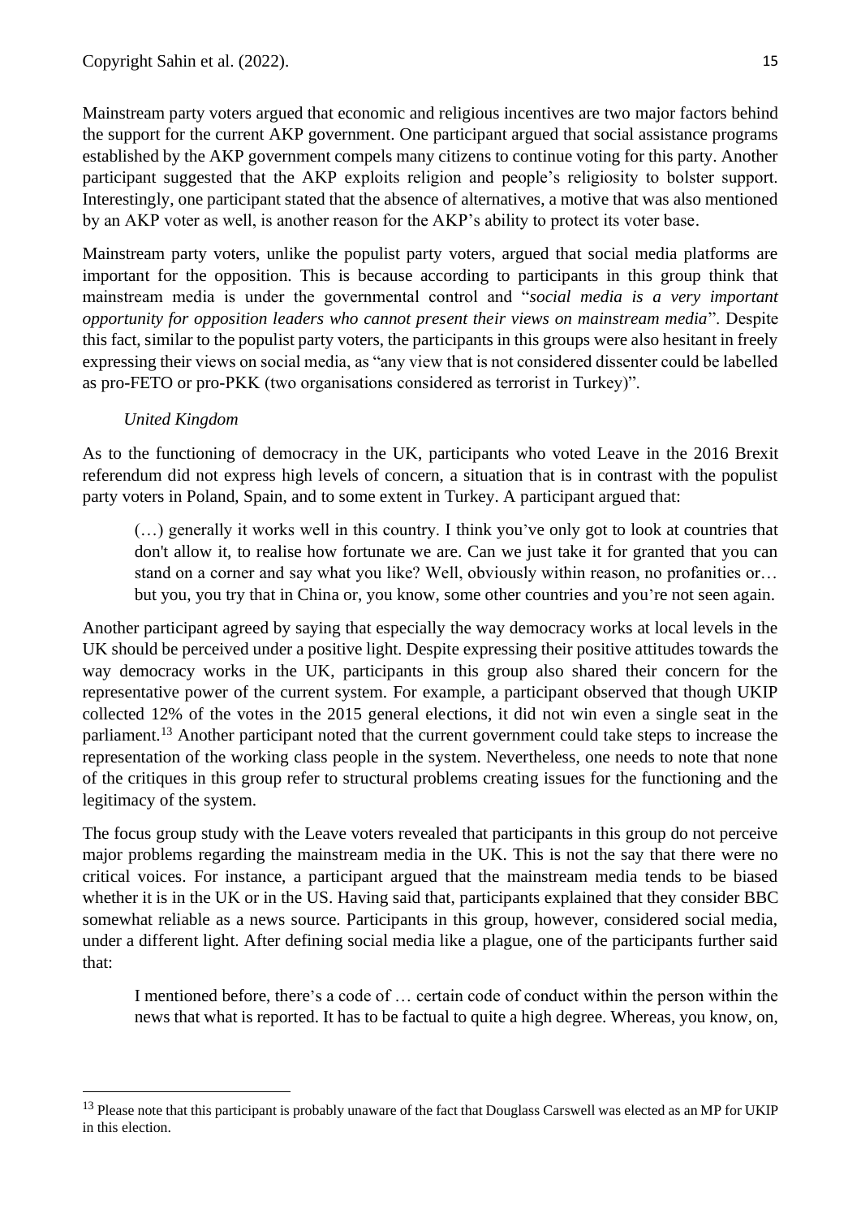Mainstream party voters argued that economic and religious incentives are two major factors behind the support for the current AKP government. One participant argued that social assistance programs established by the AKP government compels many citizens to continue voting for this party. Another participant suggested that the AKP exploits religion and people's religiosity to bolster support. Interestingly, one participant stated that the absence of alternatives, a motive that was also mentioned by an AKP voter as well, is another reason for the AKP's ability to protect its voter base.

Mainstream party voters, unlike the populist party voters, argued that social media platforms are important for the opposition. This is because according to participants in this group think that mainstream media is under the governmental control and "*social media is a very important opportunity for opposition leaders who cannot present their views on mainstream media*". Despite this fact, similar to the populist party voters, the participants in this groups were also hesitant in freely expressing their views on social media, as "any view that is not considered dissenter could be labelled as pro-FETO or pro-PKK (two organisations considered as terrorist in Turkey)".

*United Kingdom*

As to the functioning of democracy in the UK, participants who voted Leave in the 2016 Brexit referendum did not express high levels of concern, a situation that is in contrast with the populist party voters in Poland, Spain, and to some extent in Turkey. A participant argued that:

> (…) generally it works well in this country. I think you've only got to look at countries that don't allow it, to realise how fortunate we are. Can we just take it for granted that you can stand on a corner and say what you like? Well, obviously within reason, no profanities or… but you, you try that in China or, you know, some other countries and you're not seen again.

Another participant agreed by saying that especially the way democracy works at local levels in the UK should be perceived under a positive light. Despite expressing their positive attitudes towards the way democracy works in the UK, participants in this group also shared their concern for the representative power of the current system. For example, a participant observed that though UKIP collected 12% of the votes in the 2015 general elections, it did not win even a single seat in the parliament.[13] Another participant noted that the current government could take steps to increase the representation of the working class people in the system. Nevertheless, one needs to note that none of the critiques in this group refer to structural problems creating issues for the functioning and the legitimacy of the system.

The focus group study with the Leave voters revealed that participants in this group do not perceive major problems regarding the mainstream media in the UK. This is not the say that there were no critical voices. For instance, a participant argued that the mainstream media tends to be biased whether it is in the UK or in the US. Having said that, participants explained that they consider BBC somewhat reliable as a news source. Participants in this group, however, considered social media, under a different light. After defining social media like a plague, one of the participants further said that:

> I mentioned before, there's a code of … certain code of conduct within the person within the news that what is reported. It has to be factual to quite a high degree. Whereas, you know, on,

[13] Please note that this participant is probably unaware of the fact that Douglass Carswell was elected as an MP for UKIP in this election.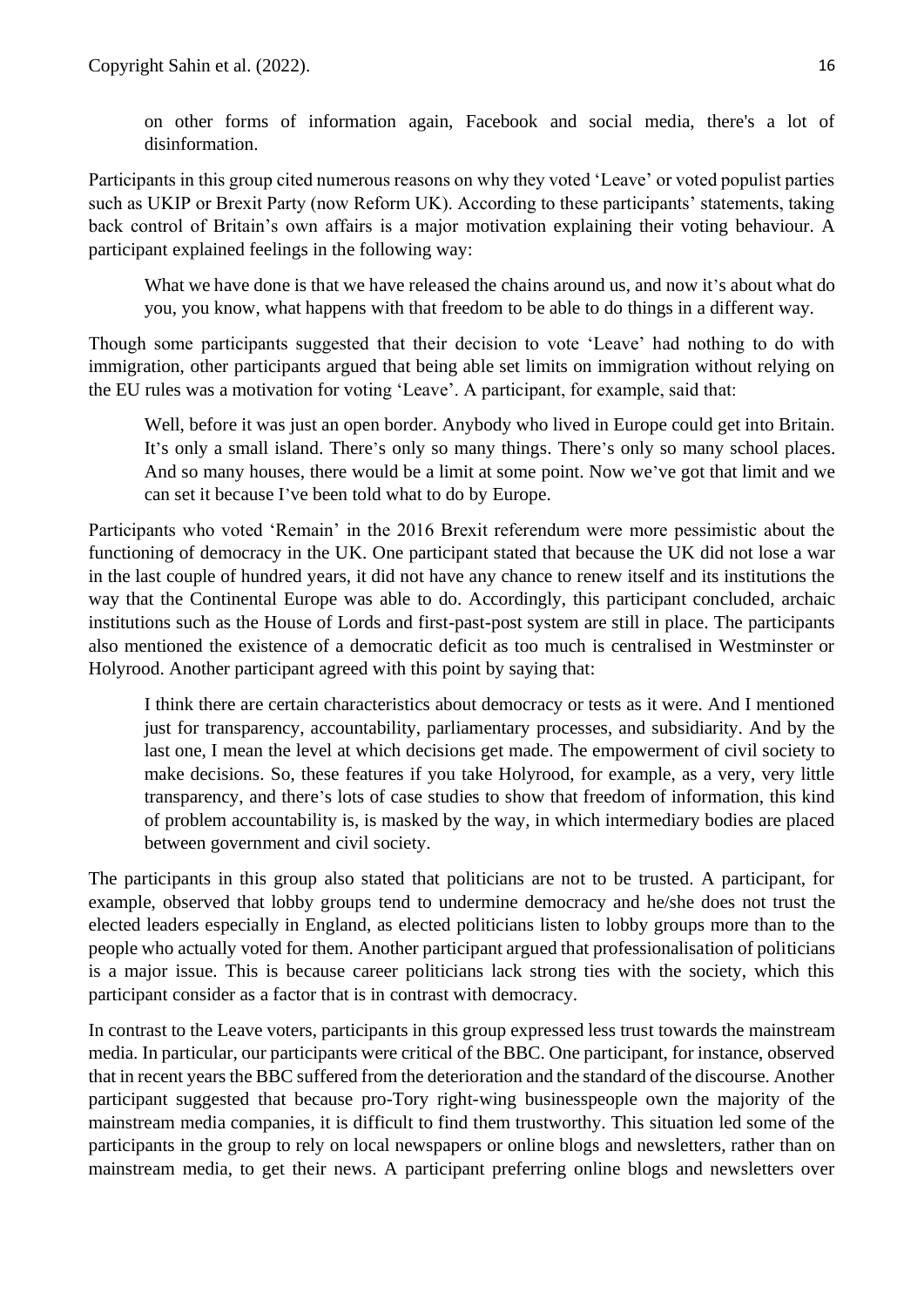> on other forms of information again, Facebook and social media, there's a lot of disinformation.

Participants in this group cited numerous reasons on why they voted 'Leave' or voted populist parties such as UKIP or Brexit Party (now Reform UK). According to these participants' statements, taking back control of Britain's own affairs is a major motivation explaining their voting behaviour. A participant explained feelings in the following way:

> What we have done is that we have released the chains around us, and now it's about what do you, you know, what happens with that freedom to be able to do things in a different way.

Though some participants suggested that their decision to vote 'Leave' had nothing to do with immigration, other participants argued that being able set limits on immigration without relying on the EU rules was a motivation for voting 'Leave'. A participant, for example, said that:

> Well, before it was just an open border. Anybody who lived in Europe could get into Britain. It's only a small island. There's only so many things. There's only so many school places. And so many houses, there would be a limit at some point. Now we've got that limit and we can set it because I've been told what to do by Europe.

Participants who voted 'Remain' in the 2016 Brexit referendum were more pessimistic about the functioning of democracy in the UK. One participant stated that because the UK did not lose a war in the last couple of hundred years, it did not have any chance to renew itself and its institutions the way that the Continental Europe was able to do. Accordingly, this participant concluded, archaic institutions such as the House of Lords and first-past-post system are still in place. The participants also mentioned the existence of a democratic deficit as too much is centralised in Westminster or Holyrood. Another participant agreed with this point by saying that:

> I think there are certain characteristics about democracy or tests as it were. And I mentioned just for transparency, accountability, parliamentary processes, and subsidiarity. And by the last one, I mean the level at which decisions get made. The empowerment of civil society to make decisions. So, these features if you take Holyrood, for example, as a very, very little transparency, and there's lots of case studies to show that freedom of information, this kind of problem accountability is, is masked by the way, in which intermediary bodies are placed between government and civil society.

The participants in this group also stated that politicians are not to be trusted. A participant, for example, observed that lobby groups tend to undermine democracy and he/she does not trust the elected leaders especially in England, as elected politicians listen to lobby groups more than to the people who actually voted for them. Another participant argued that professionalisation of politicians is a major issue. This is because career politicians lack strong ties with the society, which this participant consider as a factor that is in contrast with democracy.

In contrast to the Leave voters, participants in this group expressed less trust towards the mainstream media. In particular, our participants were critical of the BBC. One participant, for instance, observed that in recent years the BBC suffered from the deterioration and the standard of the discourse. Another participant suggested that because pro-Tory right-wing businesspeople own the majority of the mainstream media companies, it is difficult to find them trustworthy. This situation led some of the participants in the group to rely on local newspapers or online blogs and newsletters, rather than on mainstream media, to get their news. A participant preferring online blogs and newsletters over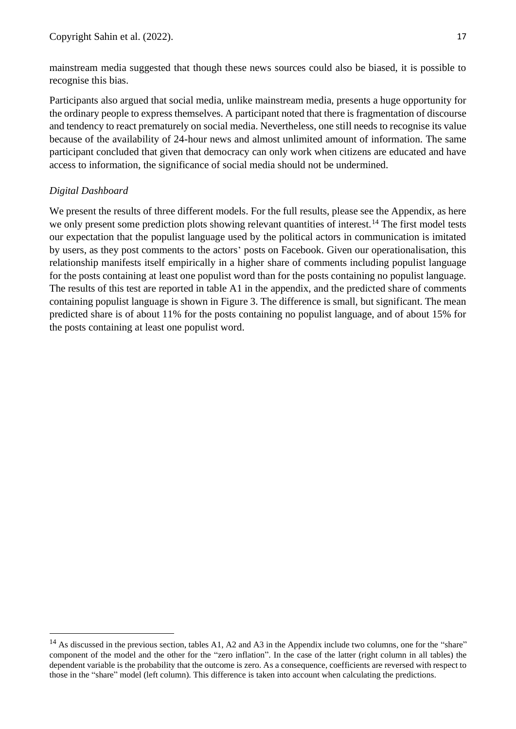mainstream media suggested that though these news sources could also be biased, it is possible to recognise this bias.

Participants also argued that social media, unlike mainstream media, presents a huge opportunity for the ordinary people to express themselves. A participant noted that there is fragmentation of discourse and tendency to react prematurely on social media. Nevertheless, one still needs to recognise its value because of the availability of 24-hour news and almost unlimited amount of information. The same participant concluded that given that democracy can only work when citizens are educated and have access to information, the significance of social media should not be undermined.

*Digital Dashboard*

We present the results of three different models. For the full results, please see the Appendix, as here we only present some prediction plots showing relevant quantities of interest.[14] The first model tests our expectation that the populist language used by the political actors in communication is imitated by users, as they post comments to the actors' posts on Facebook. Given our operationalisation, this relationship manifests itself empirically in a higher share of comments including populist language for the posts containing at least one populist word than for the posts containing no populist language. The results of this test are reported in table A1 in the appendix, and the predicted share of comments containing populist language is shown in Figure 3. The difference is small, but significant. The mean predicted share is of about 11% for the posts containing no populist language, and of about 15% for the posts containing at least one populist word.

[14] As discussed in the previous section, tables A1, A2 and A3 in the Appendix include two columns, one for the "share" component of the model and the other for the "zero inflation". In the case of the latter (right column in all tables) the dependent variable is the probability that the outcome is zero. As a consequence, coefficients are reversed with respect to those in the "share" model (left column). This difference is taken into account when calculating the predictions.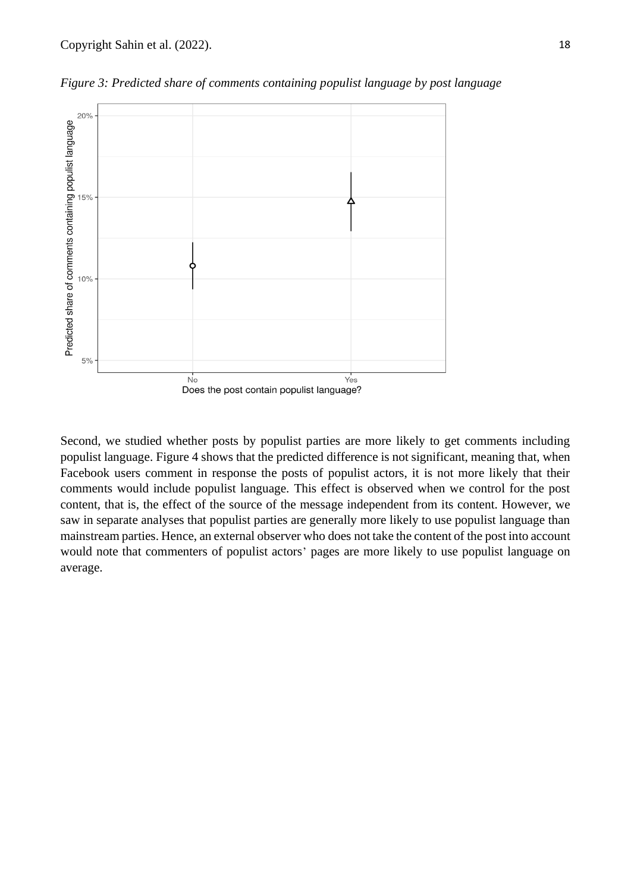*Figure 3: Predicted share of comments containing populist language by post language*

Second, we studied whether posts by populist parties are more likely to get comments including populist language. Figure 4 shows that the predicted difference is not significant, meaning that, when Facebook users comment in response the posts of populist actors, it is not more likely that their comments would include populist language. This effect is observed when we control for the post content, that is, the effect of the source of the message independent from its content. However, we saw in separate analyses that populist parties are generally more likely to use populist language than mainstream parties. Hence, an external observer who does not take the content of the post into account would note that commenters of populist actors' pages are more likely to use populist language on average.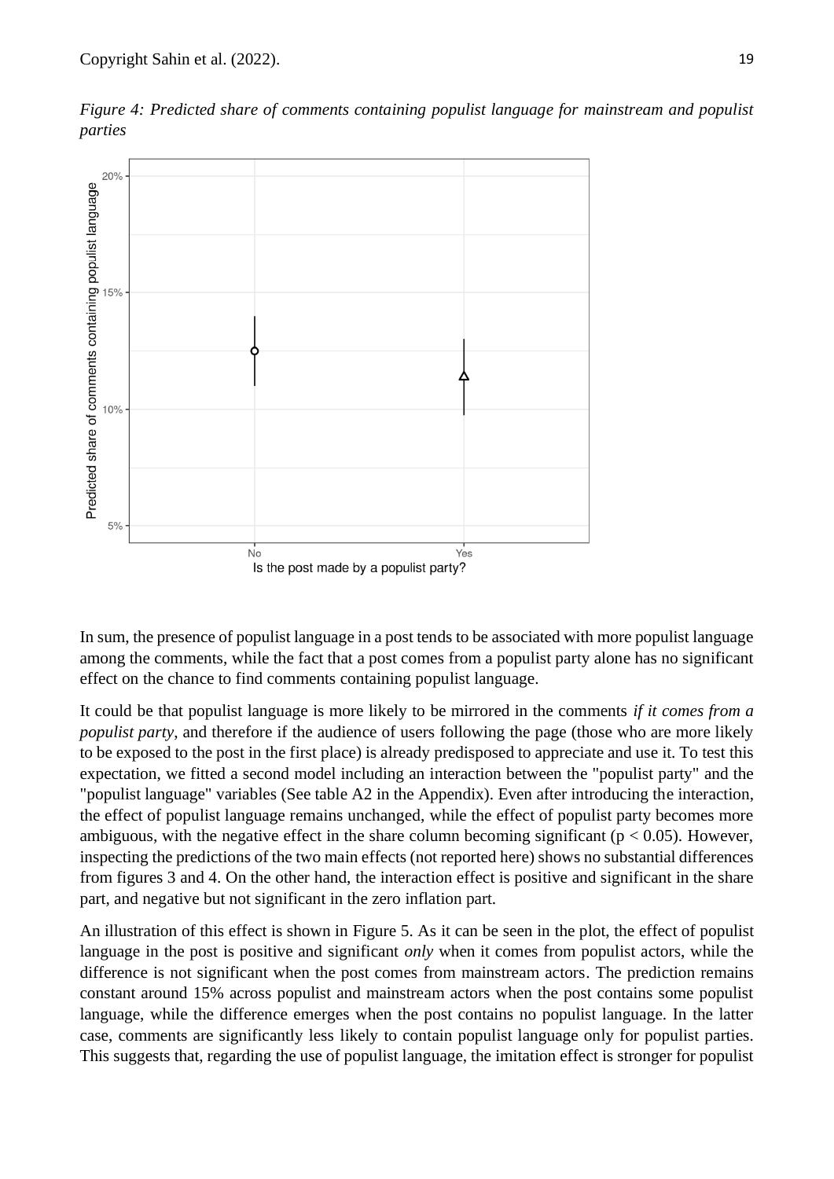*Figure 4: Predicted share of comments containing populist language for mainstream and populist parties*

In sum, the presence of populist language in a post tends to be associated with more populist language among the comments, while the fact that a post comes from a populist party alone has no significant effect on the chance to find comments containing populist language.

It could be that populist language is more likely to be mirrored in the comments *if it comes from a populist party*, and therefore if the audience of users following the page (those who are more likely to be exposed to the post in the first place) is already predisposed to appreciate and use it. To test this expectation, we fitted a second model including an interaction between the "populist party" and the "populist language" variables (See table A2 in the Appendix). Even after introducing the interaction, the effect of populist language remains unchanged, while the effect of populist party becomes more ambiguous, with the negative effect in the share column becoming significant ($p < 0.05$). However, inspecting the predictions of the two main effects (not reported here) shows no substantial differences from figures 3 and 4. On the other hand, the interaction effect is positive and significant in the share part, and negative but not significant in the zero inflation part.

An illustration of this effect is shown in Figure 5. As it can be seen in the plot, the effect of populist language in the post is positive and significant *only* when it comes from populist actors, while the difference is not significant when the post comes from mainstream actors. The prediction remains constant around 15% across populist and mainstream actors when the post contains some populist language, while the difference emerges when the post contains no populist language. In the latter case, comments are significantly less likely to contain populist language only for populist parties. This suggests that, regarding the use of populist language, the imitation effect is stronger for populist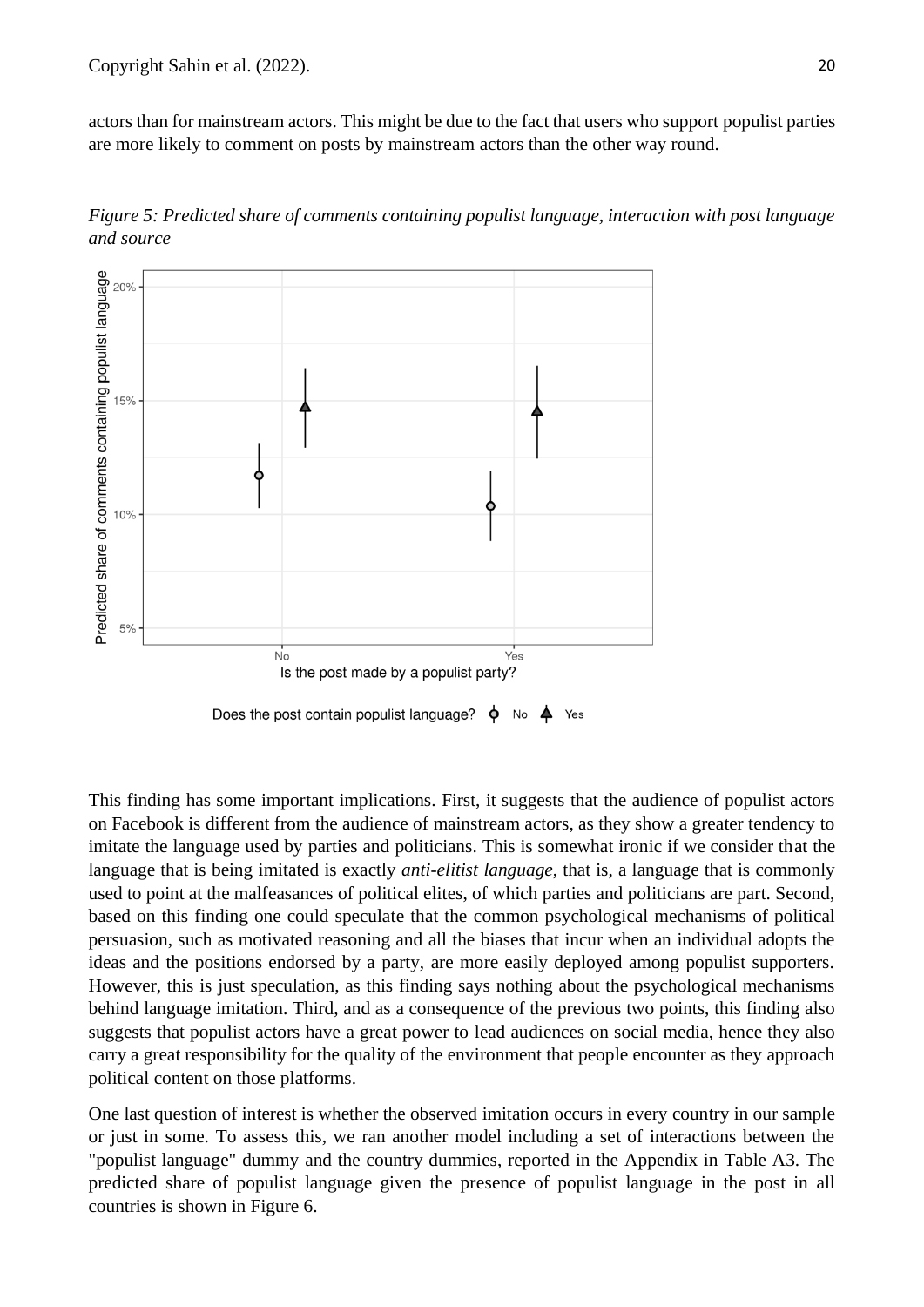actors than for mainstream actors. This might be due to the fact that users who support populist parties are more likely to comment on posts by mainstream actors than the other way round.

*Figure 5: Predicted share of comments containing populist language, interaction with post language and source*

This finding has some important implications. First, it suggests that the audience of populist actors on Facebook is different from the audience of mainstream actors, as they show a greater tendency to imitate the language used by parties and politicians. This is somewhat ironic if we consider that the language that is being imitated is exactly *anti-elitist language*, that is, a language that is commonly used to point at the malfeasances of political elites, of which parties and politicians are part. Second, based on this finding one could speculate that the common psychological mechanisms of political persuasion, such as motivated reasoning and all the biases that incur when an individual adopts the ideas and the positions endorsed by a party, are more easily deployed among populist supporters. However, this is just speculation, as this finding says nothing about the psychological mechanisms behind language imitation. Third, and as a consequence of the previous two points, this finding also suggests that populist actors have a great power to lead audiences on social media, hence they also carry a great responsibility for the quality of the environment that people encounter as they approach political content on those platforms.

One last question of interest is whether the observed imitation occurs in every country in our sample or just in some. To assess this, we ran another model including a set of interactions between the "populist language" dummy and the country dummies, reported in the Appendix in Table A3. The predicted share of populist language given the presence of populist language in the post in all countries is shown in Figure 6.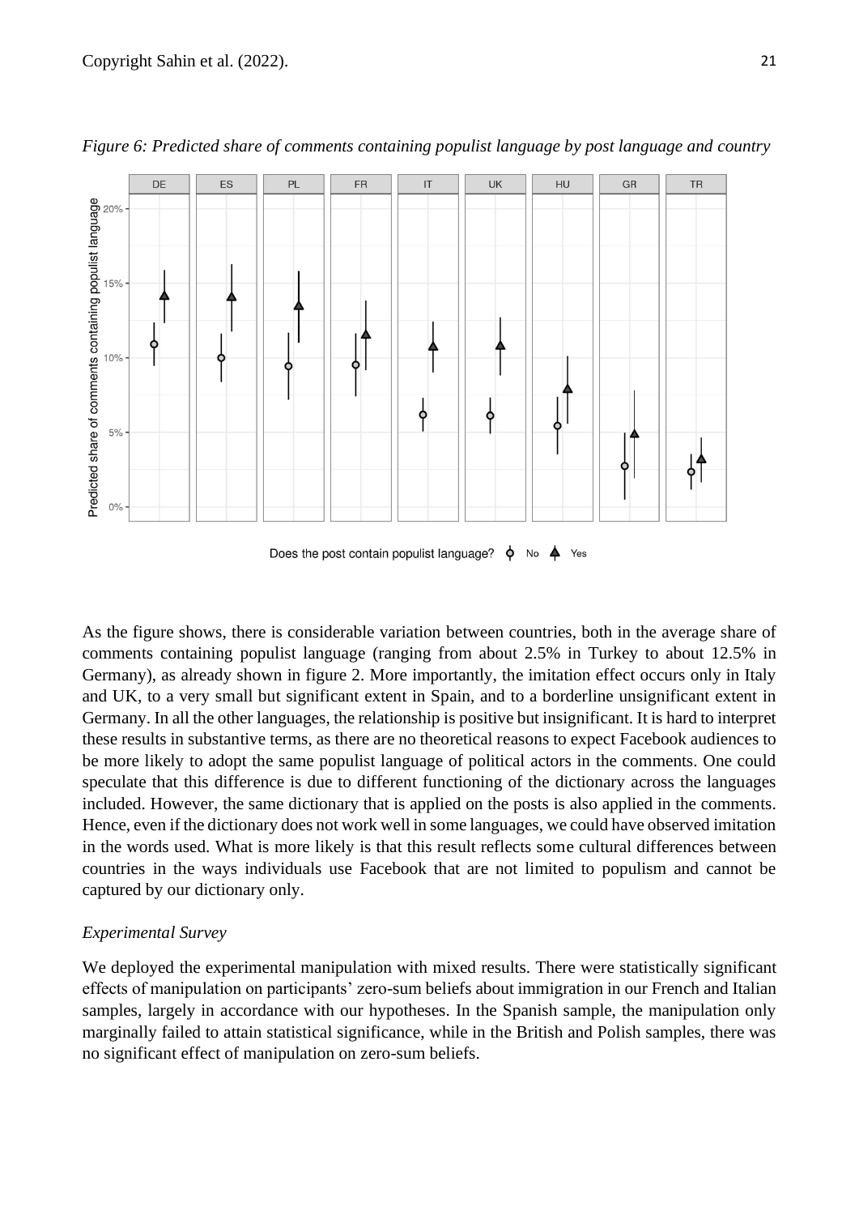*Figure 6: Predicted share of comments containing populist language by post language and country*

As the figure shows, there is considerable variation between countries, both in the average share of comments containing populist language (ranging from about 2.5% in Turkey to about 12.5% in Germany), as already shown in figure 2. More importantly, the imitation effect occurs only in Italy and UK, to a very small but significant extent in Spain, and to a borderline unsignificant extent in Germany. In all the other languages, the relationship is positive but insignificant. It is hard to interpret these results in substantive terms, as there are no theoretical reasons to expect Facebook audiences to be more likely to adopt the same populist language of political actors in the comments. One could speculate that this difference is due to different functioning of the dictionary across the languages included. However, the same dictionary that is applied on the posts is also applied in the comments. Hence, even if the dictionary does not work well in some languages, we could have observed imitation in the words used. What is more likely is that this result reflects some cultural differences between countries in the ways individuals use Facebook that are not limited to populism and cannot be captured by our dictionary only.

*Experimental Survey*

We deployed the experimental manipulation with mixed results. There were statistically significant effects of manipulation on participants' zero-sum beliefs about immigration in our French and Italian samples, largely in accordance with our hypotheses. In the Spanish sample, the manipulation only marginally failed to attain statistical significance, while in the British and Polish samples, there was no significant effect of manipulation on zero-sum beliefs.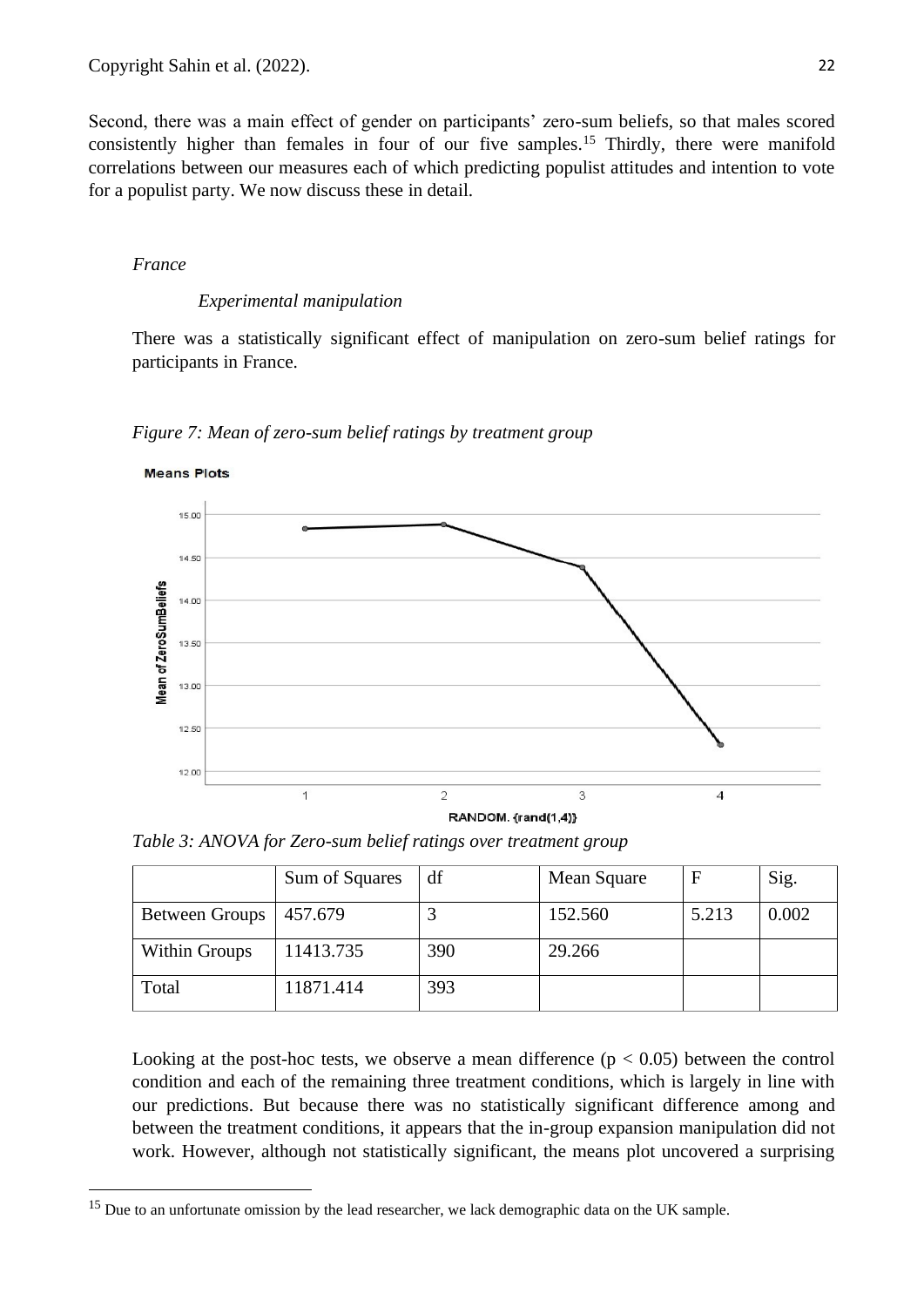Second, there was a main effect of gender on participants' zero-sum beliefs, so that males scored consistently higher than females in four of our five samples.[15] Thirdly, there were manifold correlations between our measures each of which predicting populist attitudes and intention to vote for a populist party. We now discuss these in detail.

*France*

*Experimental manipulation*

There was a statistically significant effect of manipulation on zero-sum belief ratings for participants in France.

*Figure 7: Mean of zero-sum belief ratings by treatment group*

*Table 3: ANOVA for Zero-sum belief ratings over treatment group*

| | Sum of Squares | df | Mean Square | F | Sig. |
|---|---|---|---|---|---|
| Between Groups | 457.679 | 3 | 152.560 | 5.213 | 0.002 |
| Within Groups | 11413.735 | 390 | 29.266 | | |
| Total | 11871.414 | 393 | | | |

Looking at the post-hoc tests, we observe a mean difference ($p < 0.05$) between the control condition and each of the remaining three treatment conditions, which is largely in line with our predictions. But because there was no statistically significant difference among and between the treatment conditions, it appears that the in-group expansion manipulation did not work. However, although not statistically significant, the means plot uncovered a surprising

[15] Due to an unfortunate omission by the lead researcher, we lack demographic data on the UK sample.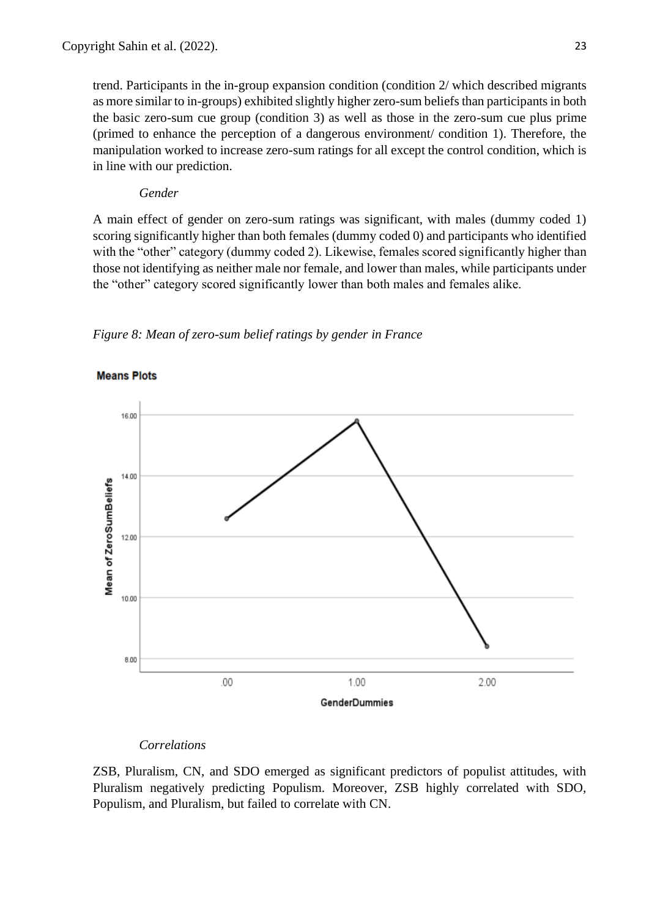trend. Participants in the in-group expansion condition (condition 2/ which described migrants as more similar to in-groups) exhibited slightly higher zero-sum beliefs than participants in both the basic zero-sum cue group (condition 3) as well as those in the zero-sum cue plus prime (primed to enhance the perception of a dangerous environment/ condition 1). Therefore, the manipulation worked to increase zero-sum ratings for all except the control condition, which is in line with our prediction.

*Gender*

A main effect of gender on zero-sum ratings was significant, with males (dummy coded 1) scoring significantly higher than both females (dummy coded 0) and participants who identified with the “other” category (dummy coded 2). Likewise, females scored significantly higher than those not identifying as neither male nor female, and lower than males, while participants under the “other” category scored significantly lower than both males and females alike.

*Figure 8: Mean of zero-sum belief ratings by gender in France*

*Correlations*

ZSB, Pluralism, CN, and SDO emerged as significant predictors of populist attitudes, with Pluralism negatively predicting Populism. Moreover, ZSB highly correlated with SDO, Populism, and Pluralism, but failed to correlate with CN.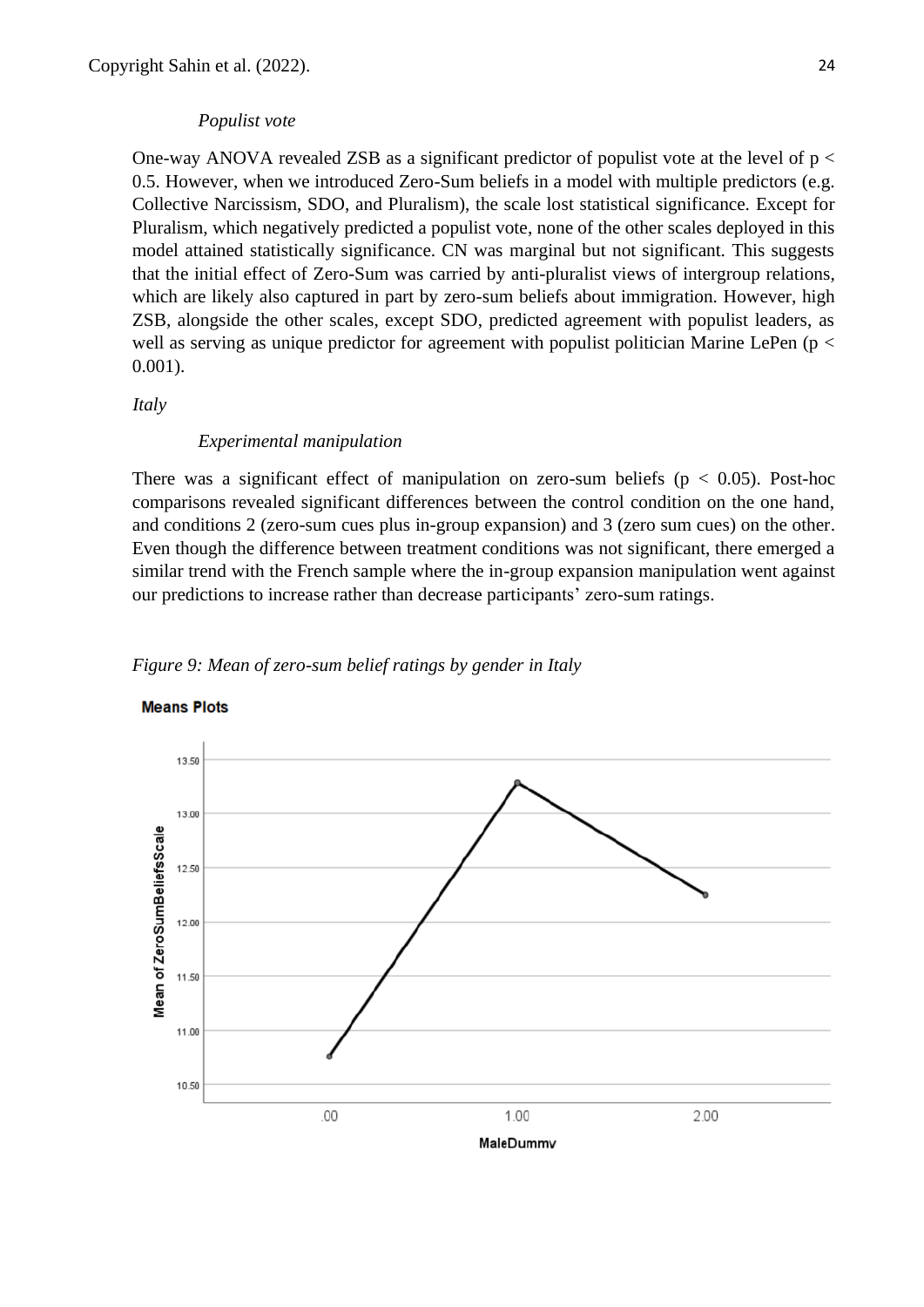*Populist vote*

One-way ANOVA revealed ZSB as a significant predictor of populist vote at the level of $p < 0.5$. However, when we introduced Zero-Sum beliefs in a model with multiple predictors (e.g. Collective Narcissism, SDO, and Pluralism), the scale lost statistical significance. Except for Pluralism, which negatively predicted a populist vote, none of the other scales deployed in this model attained statistically significance. CN was marginal but not significant. This suggests that the initial effect of Zero-Sum was carried by anti-pluralist views of intergroup relations, which are likely also captured in part by zero-sum beliefs about immigration. However, high ZSB, alongside the other scales, except SDO, predicted agreement with populist leaders, as well as serving as unique predictor for agreement with populist politician Marine LePen ($p < 0.001$).

*Italy*

*Experimental manipulation*

There was a significant effect of manipulation on zero-sum beliefs ($p < 0.05$). Post-hoc comparisons revealed significant differences between the control condition on the one hand, and conditions 2 (zero-sum cues plus in-group expansion) and 3 (zero sum cues) on the other. Even though the difference between treatment conditions was not significant, there emerged a similar trend with the French sample where the in-group expansion manipulation went against our predictions to increase rather than decrease participants' zero-sum ratings.

*Figure 9: Mean of zero-sum belief ratings by gender in Italy*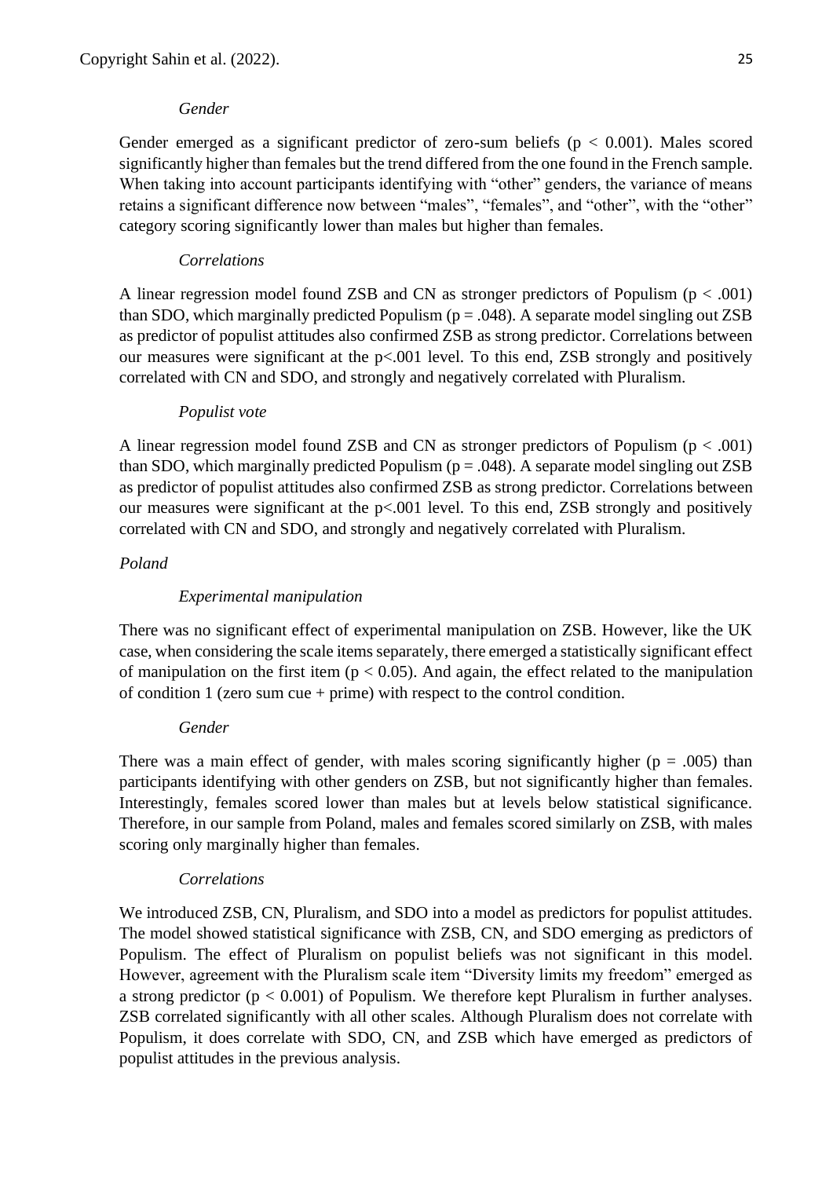*Gender*

Gender emerged as a significant predictor of zero-sum beliefs ($p < 0.001$). Males scored significantly higher than females but the trend differed from the one found in the French sample. When taking into account participants identifying with "other" genders, the variance of means retains a significant difference now between "males", "females", and "other", with the "other" category scoring significantly lower than males but higher than females.

*Correlations*

A linear regression model found ZSB and CN as stronger predictors of Populism ($p < .001$) than SDO, which marginally predicted Populism ($p = .048$). A separate model singling out ZSB as predictor of populist attitudes also confirmed ZSB as strong predictor. Correlations between our measures were significant at the $p<.001$ level. To this end, ZSB strongly and positively correlated with CN and SDO, and strongly and negatively correlated with Pluralism.

*Populist vote*

A linear regression model found ZSB and CN as stronger predictors of Populism ($p < .001$) than SDO, which marginally predicted Populism ($p = .048$). A separate model singling out ZSB as predictor of populist attitudes also confirmed ZSB as strong predictor. Correlations between our measures were significant at the $p<.001$ level. To this end, ZSB strongly and positively correlated with CN and SDO, and strongly and negatively correlated with Pluralism.

*Poland*

*Experimental manipulation*

There was no significant effect of experimental manipulation on ZSB. However, like the UK case, when considering the scale items separately, there emerged a statistically significant effect of manipulation on the first item ($p < 0.05$). And again, the effect related to the manipulation of condition 1 (zero sum cue + prime) with respect to the control condition.

*Gender*

There was a main effect of gender, with males scoring significantly higher ($p = .005$) than participants identifying with other genders on ZSB, but not significantly higher than females. Interestingly, females scored lower than males but at levels below statistical significance. Therefore, in our sample from Poland, males and females scored similarly on ZSB, with males scoring only marginally higher than females.

*Correlations*

We introduced ZSB, CN, Pluralism, and SDO into a model as predictors for populist attitudes. The model showed statistical significance with ZSB, CN, and SDO emerging as predictors of Populism. The effect of Pluralism on populist beliefs was not significant in this model. However, agreement with the Pluralism scale item "Diversity limits my freedom" emerged as a strong predictor ($p < 0.001$) of Populism. We therefore kept Pluralism in further analyses. ZSB correlated significantly with all other scales. Although Pluralism does not correlate with Populism, it does correlate with SDO, CN, and ZSB which have emerged as predictors of populist attitudes in the previous analysis.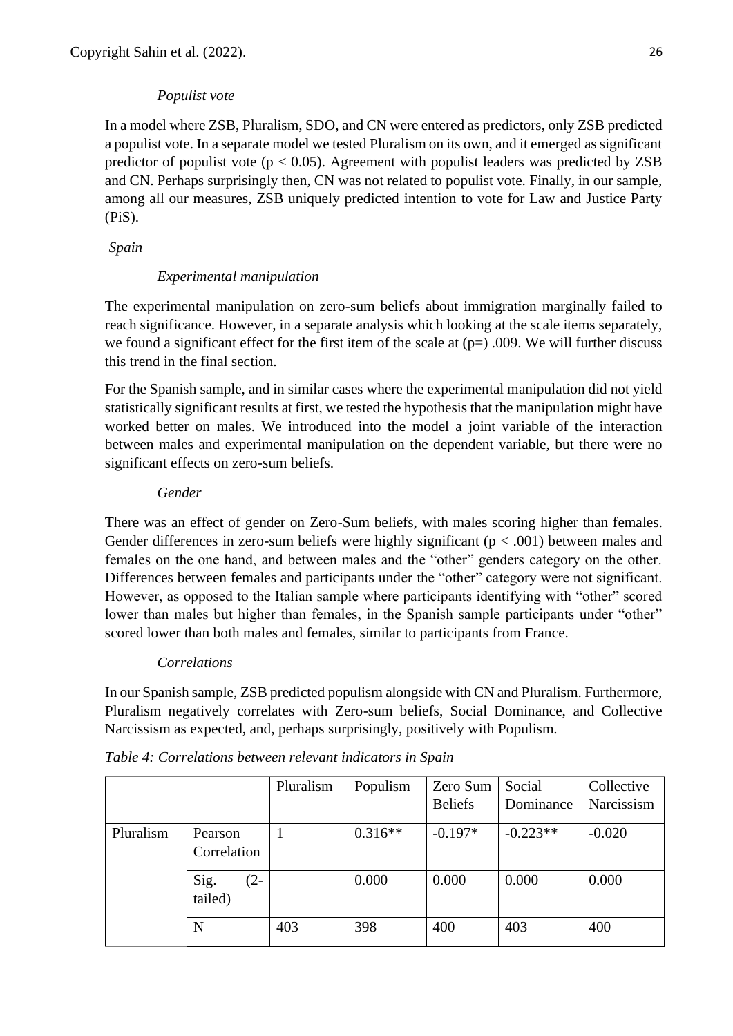*Populist vote*

In a model where ZSB, Pluralism, SDO, and CN were entered as predictors, only ZSB predicted a populist vote. In a separate model we tested Pluralism on its own, and it emerged as significant predictor of populist vote ($p < 0.05$). Agreement with populist leaders was predicted by ZSB and CN. Perhaps surprisingly then, CN was not related to populist vote. Finally, in our sample, among all our measures, ZSB uniquely predicted intention to vote for Law and Justice Party (PiS).

*Spain*

*Experimental manipulation*

The experimental manipulation on zero-sum beliefs about immigration marginally failed to reach significance. However, in a separate analysis which looking at the scale items separately, we found a significant effect for the first item of the scale at (p=) .009. We will further discuss this trend in the final section.

For the Spanish sample, and in similar cases where the experimental manipulation did not yield statistically significant results at first, we tested the hypothesis that the manipulation might have worked better on males. We introduced into the model a joint variable of the interaction between males and experimental manipulation on the dependent variable, but there were no significant effects on zero-sum beliefs.

*Gender*

There was an effect of gender on Zero-Sum beliefs, with males scoring higher than females. Gender differences in zero-sum beliefs were highly significant ($p < .001$) between males and females on the one hand, and between males and the "other" genders category on the other. Differences between females and participants under the "other" category were not significant. However, as opposed to the Italian sample where participants identifying with "other" scored lower than males but higher than females, in the Spanish sample participants under "other" scored lower than both males and females, similar to participants from France.

*Correlations*

In our Spanish sample, ZSB predicted populism alongside with CN and Pluralism. Furthermore, Pluralism negatively correlates with Zero-sum beliefs, Social Dominance, and Collective Narcissism as expected, and, perhaps surprisingly, positively with Populism.

*Table 4: Correlations between relevant indicators in Spain*

| | | Pluralism | Populism | Zero Sum Beliefs | Social Dominance | Collective Narcissism |
|---|---|---|---|---|---|---|
| Pluralism | Pearson Correlation | 1 | 0.316** | -0.197* | -0.223** | -0.020 |
| | Sig. (2-tailed) | | 0.000 | 0.000 | 0.000 | 0.000 |
| | N | 403 | 398 | 400 | 403 | 400 |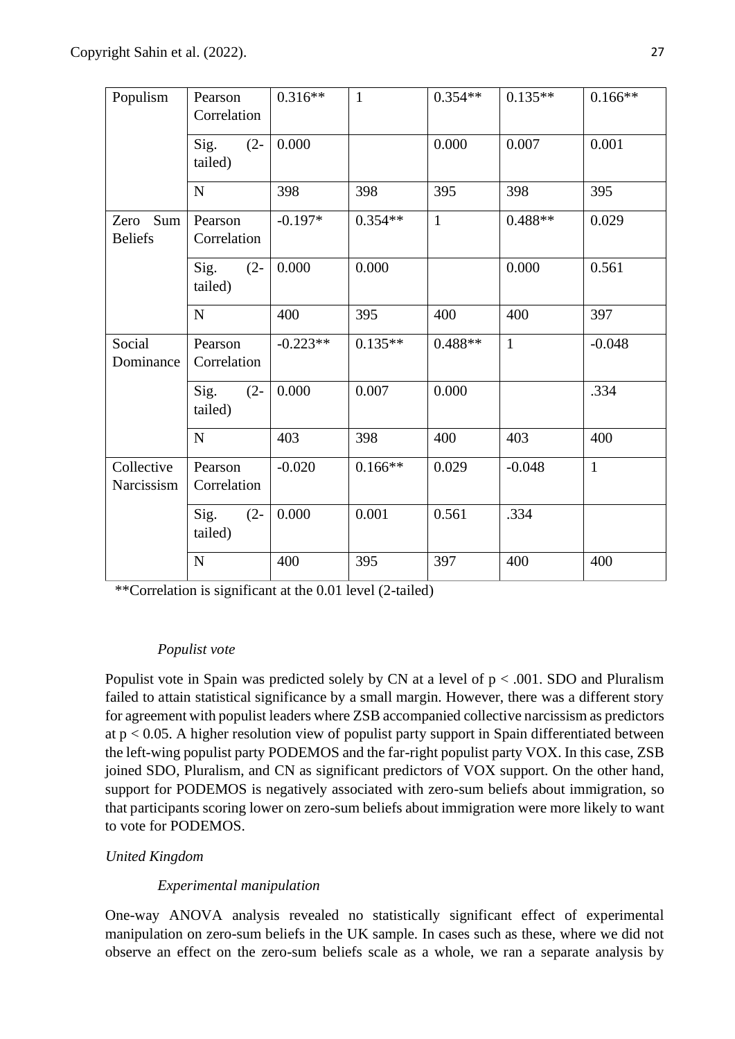| | | | | | | |
|---|---|---|---|---|---|---|
| Populism | Pearson Correlation | 0.316** | 1 | 0.354** | 0.135** | 0.166** |
| | Sig. (2-tailed) | 0.000 | | 0.000 | 0.007 | 0.001 |
| | N | 398 | 398 | 395 | 398 | 395 |
| Zero Sum Beliefs | Pearson Correlation | -0.197* | 0.354** | 1 | 0.488** | 0.029 |
| | Sig. (2-tailed) | 0.000 | 0.000 | | 0.000 | 0.561 |
| | N | 400 | 395 | 400 | 400 | 397 |
| Social Dominance | Pearson Correlation | -0.223** | 0.135** | 0.488** | 1 | -0.048 |
| | Sig. (2-tailed) | 0.000 | 0.007 | 0.000 | | .334 |
| | N | 403 | 398 | 400 | 403 | 400 |
| Collective Narcissism | Pearson Correlation | -0.020 | 0.166** | 0.029 | -0.048 | 1 |
| | Sig. (2-tailed) | 0.000 | 0.001 | 0.561 | .334 | |
| | N | 400 | 395 | 397 | 400 | 400 |

**Correlation is significant at the 0.01 level (2-tailed)

*Populist vote*

Populist vote in Spain was predicted solely by CN at a level of $p < .001$. SDO and Pluralism failed to attain statistical significance by a small margin. However, there was a different story for agreement with populist leaders where ZSB accompanied collective narcissism as predictors at $p < 0.05$. A higher resolution view of populist party support in Spain differentiated between the left-wing populist party PODEMOS and the far-right populist party VOX. In this case, ZSB joined SDO, Pluralism, and CN as significant predictors of VOX support. On the other hand, support for PODEMOS is negatively associated with zero-sum beliefs about immigration, so that participants scoring lower on zero-sum beliefs about immigration were more likely to want to vote for PODEMOS.

*United Kingdom*

*Experimental manipulation*

One-way ANOVA analysis revealed no statistically significant effect of experimental manipulation on zero-sum beliefs in the UK sample. In cases such as these, where we did not observe an effect on the zero-sum beliefs scale as a whole, we ran a separate analysis by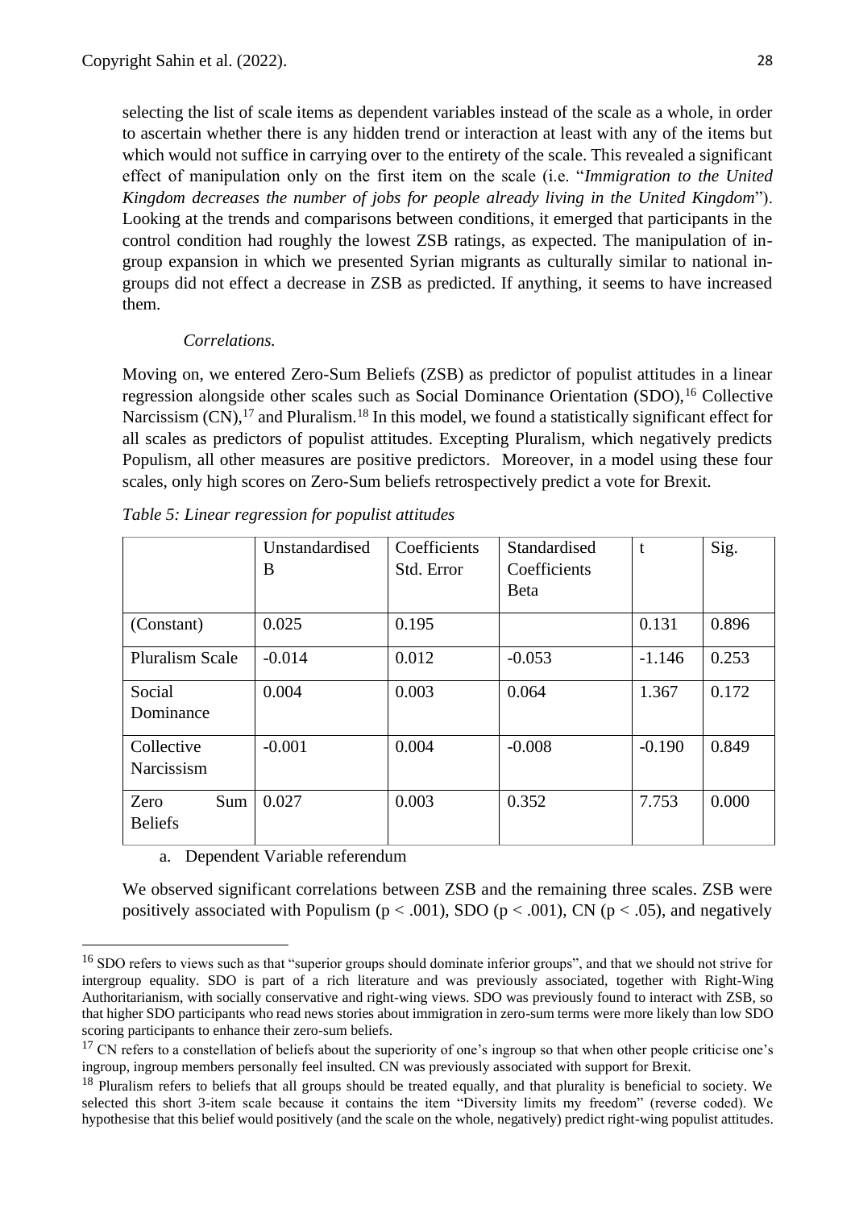selecting the list of scale items as dependent variables instead of the scale as a whole, in order to ascertain whether there is any hidden trend or interaction at least with any of the items but which would not suffice in carrying over to the entirety of the scale. This revealed a significant effect of manipulation only on the first item on the scale (i.e. "*Immigration to the United Kingdom decreases the number of jobs for people already living in the United Kingdom*"). Looking at the trends and comparisons between conditions, it emerged that participants in the control condition had roughly the lowest ZSB ratings, as expected. The manipulation of in-group expansion in which we presented Syrian migrants as culturally similar to national in-groups did not effect a decrease in ZSB as predicted. If anything, it seems to have increased them.

*Correlations.*

Moving on, we entered Zero-Sum Beliefs (ZSB) as predictor of populist attitudes in a linear regression alongside other scales such as Social Dominance Orientation (SDO),[16] Collective Narcissism (CN),[17] and Pluralism.[18] In this model, we found a statistically significant effect for all scales as predictors of populist attitudes. Excepting Pluralism, which negatively predicts Populism, all other measures are positive predictors. Moreover, in a model using these four scales, only high scores on Zero-Sum beliefs retrospectively predict a vote for Brexit.

*Table 5: Linear regression for populist attitudes*

| | Unstandardised B | Coefficients Std. Error | Standardised Coefficients Beta | t | Sig. |
|---|---|---|---|---|---|
| (Constant) | 0.025 | 0.195 | | 0.131 | 0.896 |
| Pluralism Scale | -0.014 | 0.012 | -0.053 | -1.146 | 0.253 |
| Social Dominance | 0.004 | 0.003 | 0.064 | 1.367 | 0.172 |
| Collective Narcissism | -0.001 | 0.004 | -0.008 | -0.190 | 0.849 |
| Zero Sum Beliefs | 0.027 | 0.003 | 0.352 | 7.753 | 0.000 |

a. Dependent Variable referendum

We observed significant correlations between ZSB and the remaining three scales. ZSB were positively associated with Populism ($p < .001$), SDO ($p < .001$), CN ($p < .05$), and negatively

[16] SDO refers to views such as that "superior groups should dominate inferior groups", and that we should not strive for intergroup equality. SDO is part of a rich literature and was previously associated, together with Right-Wing Authoritarianism, with socially conservative and right-wing views. SDO was previously found to interact with ZSB, so that higher SDO participants who read news stories about immigration in zero-sum terms were more likely than low SDO scoring participants to enhance their zero-sum beliefs.

[17] CN refers to a constellation of beliefs about the superiority of one's ingroup so that when other people criticise one's ingroup, ingroup members personally feel insulted. CN was previously associated with support for Brexit.

[18] Pluralism refers to beliefs that all groups should be treated equally, and that plurality is beneficial to society. We selected this short 3-item scale because it contains the item "Diversity limits my freedom" (reverse coded). We hypothesise that this belief would positively (and the scale on the whole, negatively) predict right-wing populist attitudes.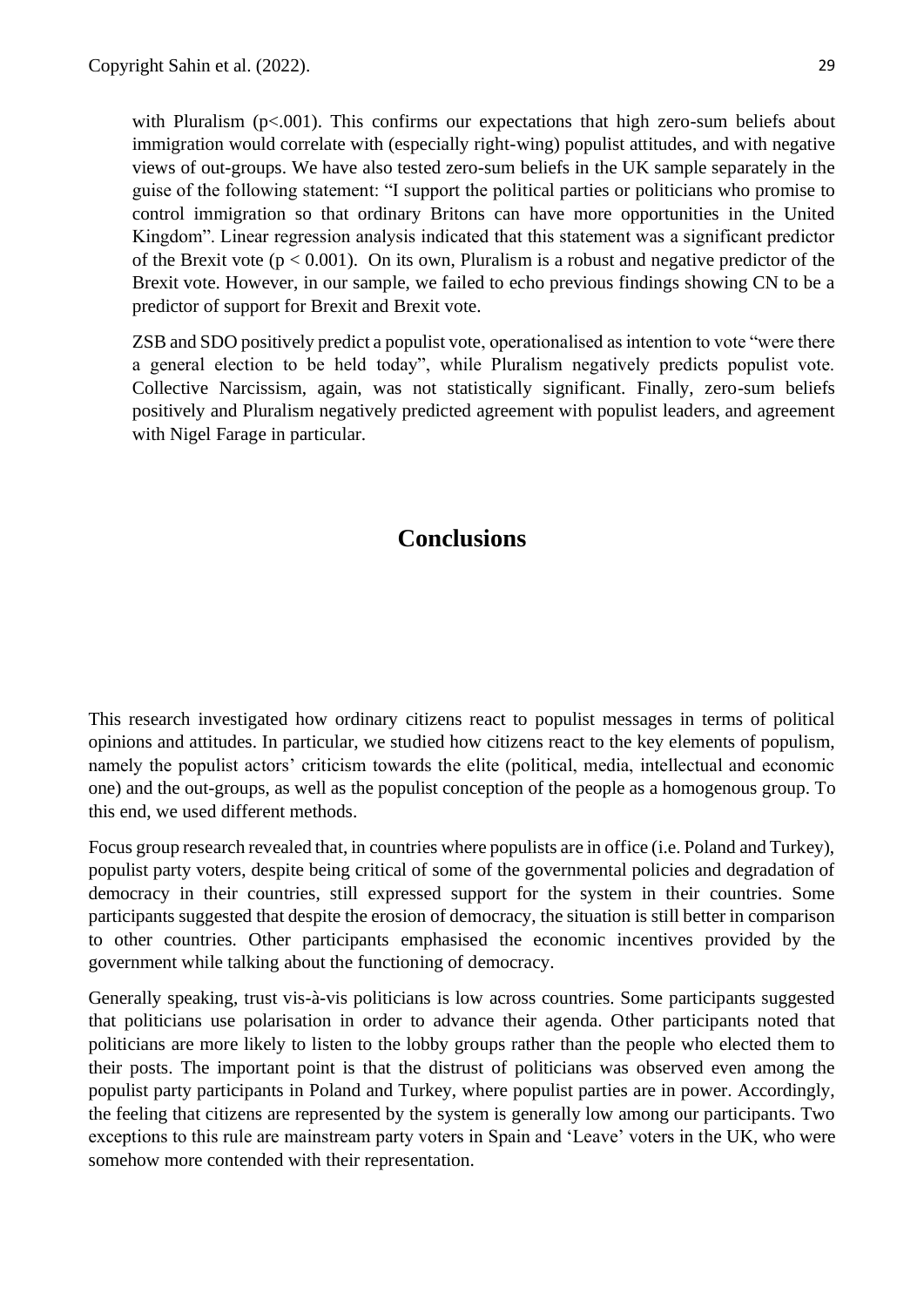with Pluralism ($p<.001$). This confirms our expectations that high zero-sum beliefs about immigration would correlate with (especially right-wing) populist attitudes, and with negative views of out-groups. We have also tested zero-sum beliefs in the UK sample separately in the guise of the following statement: "I support the political parties or politicians who promise to control immigration so that ordinary Britons can have more opportunities in the United Kingdom". Linear regression analysis indicated that this statement was a significant predictor of the Brexit vote ($p < 0.001$). On its own, Pluralism is a robust and negative predictor of the Brexit vote. However, in our sample, we failed to echo previous findings showing CN to be a predictor of support for Brexit and Brexit vote.

ZSB and SDO positively predict a populist vote, operationalised as intention to vote "were there a general election to be held today", while Pluralism negatively predicts populist vote. Collective Narcissism, again, was not statistically significant. Finally, zero-sum beliefs positively and Pluralism negatively predicted agreement with populist leaders, and agreement with Nigel Farage in particular.

# Conclusions

This research investigated how ordinary citizens react to populist messages in terms of political opinions and attitudes. In particular, we studied how citizens react to the key elements of populism, namely the populist actors' criticism towards the elite (political, media, intellectual and economic one) and the out-groups, as well as the populist conception of the people as a homogenous group. To this end, we used different methods.

Focus group research revealed that, in countries where populists are in office (i.e. Poland and Turkey), populist party voters, despite being critical of some of the governmental policies and degradation of democracy in their countries, still expressed support for the system in their countries. Some participants suggested that despite the erosion of democracy, the situation is still better in comparison to other countries. Other participants emphasised the economic incentives provided by the government while talking about the functioning of democracy.

Generally speaking, trust vis-à-vis politicians is low across countries. Some participants suggested that politicians use polarisation in order to advance their agenda. Other participants noted that politicians are more likely to listen to the lobby groups rather than the people who elected them to their posts. The important point is that the distrust of politicians was observed even among the populist party participants in Poland and Turkey, where populist parties are in power. Accordingly, the feeling that citizens are represented by the system is generally low among our participants. Two exceptions to this rule are mainstream party voters in Spain and 'Leave' voters in the UK, who were somehow more contended with their representation.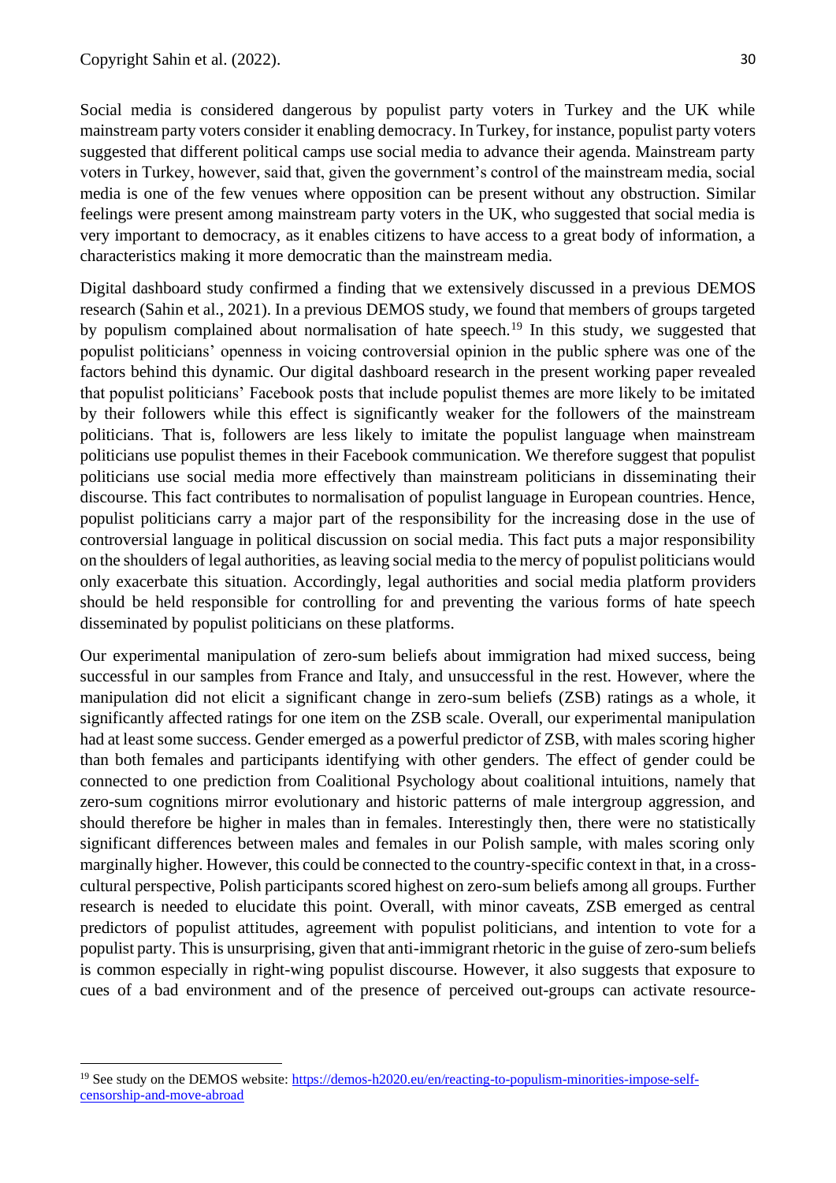Social media is considered dangerous by populist party voters in Turkey and the UK while mainstream party voters consider it enabling democracy. In Turkey, for instance, populist party voters suggested that different political camps use social media to advance their agenda. Mainstream party voters in Turkey, however, said that, given the government's control of the mainstream media, social media is one of the few venues where opposition can be present without any obstruction. Similar feelings were present among mainstream party voters in the UK, who suggested that social media is very important to democracy, as it enables citizens to have access to a great body of information, a characteristics making it more democratic than the mainstream media.

Digital dashboard study confirmed a finding that we extensively discussed in a previous DEMOS research (Sahin et al., 2021). In a previous DEMOS study, we found that members of groups targeted by populism complained about normalisation of hate speech.[19] In this study, we suggested that populist politicians' openness in voicing controversial opinion in the public sphere was one of the factors behind this dynamic. Our digital dashboard research in the present working paper revealed that populist politicians' Facebook posts that include populist themes are more likely to be imitated by their followers while this effect is significantly weaker for the followers of the mainstream politicians. That is, followers are less likely to imitate the populist language when mainstream politicians use populist themes in their Facebook communication. We therefore suggest that populist politicians use social media more effectively than mainstream politicians in disseminating their discourse. This fact contributes to normalisation of populist language in European countries. Hence, populist politicians carry a major part of the responsibility for the increasing dose in the use of controversial language in political discussion on social media. This fact puts a major responsibility on the shoulders of legal authorities, as leaving social media to the mercy of populist politicians would only exacerbate this situation. Accordingly, legal authorities and social media platform providers should be held responsible for controlling for and preventing the various forms of hate speech disseminated by populist politicians on these platforms.

Our experimental manipulation of zero-sum beliefs about immigration had mixed success, being successful in our samples from France and Italy, and unsuccessful in the rest. However, where the manipulation did not elicit a significant change in zero-sum beliefs (ZSB) ratings as a whole, it significantly affected ratings for one item on the ZSB scale. Overall, our experimental manipulation had at least some success. Gender emerged as a powerful predictor of ZSB, with males scoring higher than both females and participants identifying with other genders. The effect of gender could be connected to one prediction from Coalitional Psychology about coalitional intuitions, namely that zero-sum cognitions mirror evolutionary and historic patterns of male intergroup aggression, and should therefore be higher in males than in females. Interestingly then, there were no statistically significant differences between males and females in our Polish sample, with males scoring only marginally higher. However, this could be connected to the country-specific context in that, in a cross-cultural perspective, Polish participants scored highest on zero-sum beliefs among all groups. Further research is needed to elucidate this point. Overall, with minor caveats, ZSB emerged as central predictors of populist attitudes, agreement with populist politicians, and intention to vote for a populist party. This is unsurprising, given that anti-immigrant rhetoric in the guise of zero-sum beliefs is common especially in right-wing populist discourse. However, it also suggests that exposure to cues of a bad environment and of the presence of perceived out-groups can activate resource-

[19] See study on the DEMOS website: https://demos-h2020.eu/en/reacting-to-populism-minorities-impose-self-censorship-and-move-abroad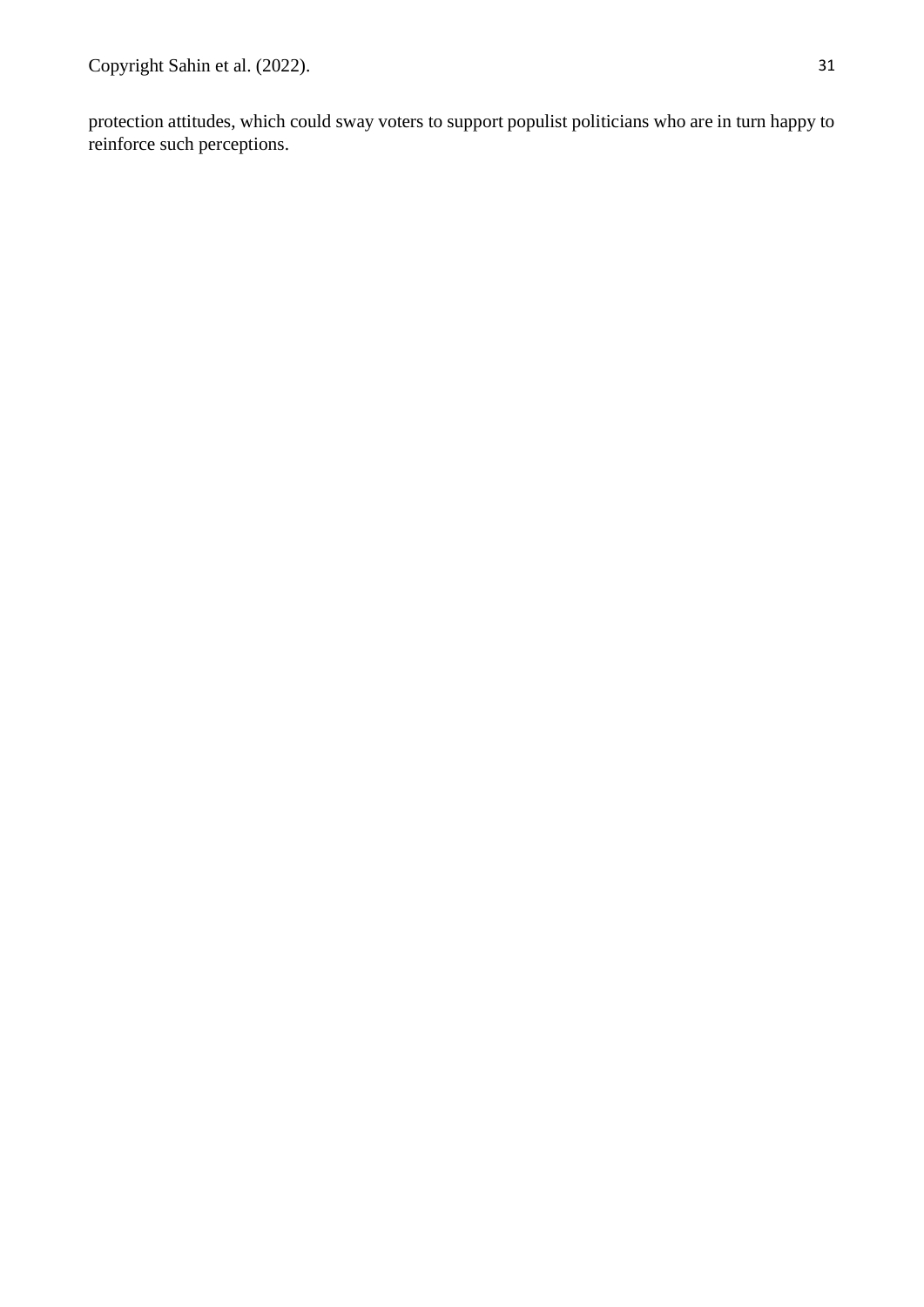protection attitudes, which could sway voters to support populist politicians who are in turn happy to reinforce such perceptions.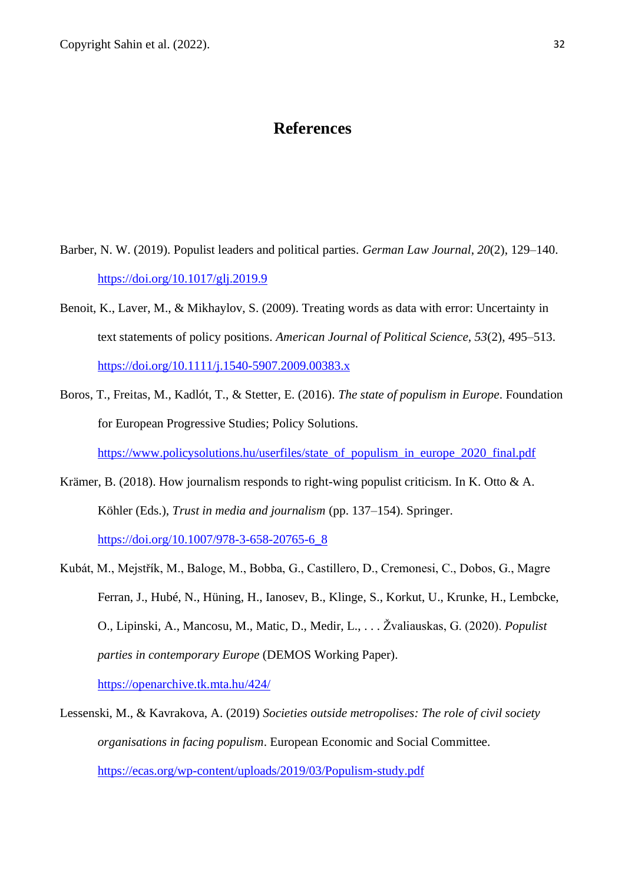# References

Barber, N. W. (2019). Populist leaders and political parties. *German Law Journal*, *20*(2), 129–140. https://doi.org/10.1017/glj.2019.9

Benoit, K., Laver, M., & Mikhaylov, S. (2009). Treating words as data with error: Uncertainty in text statements of policy positions. *American Journal of Political Science*, *53*(2), 495–513. https://doi.org/10.1111/j.1540-5907.2009.00383.x

Boros, T., Freitas, M., Kadlót, T., & Stetter, E. (2016). *The state of populism in Europe*. Foundation for European Progressive Studies; Policy Solutions. https://www.policysolutions.hu/userfiles/state_of_populism_in_europe_2020_final.pdf

Krämer, B. (2018). How journalism responds to right-wing populist criticism. In K. Otto & A. Köhler (Eds.), *Trust in media and journalism* (pp. 137–154). Springer. https://doi.org/10.1007/978-3-658-20765-6_8

Kubát, M., Mejstřík, M., Baloge, M., Bobba, G., Castillero, D., Cremonesi, C., Dobos, G., Magre Ferran, J., Hubé, N., Hüning, H., Ianosev, B., Klinge, S., Korkut, U., Krunke, H., Lembcke, O., Lipinski, A., Mancosu, M., Matic, D., Medir, L., . . . Žvaliauskas, G. (2020). *Populist parties in contemporary Europe* (DEMOS Working Paper). https://openarchive.tk.mta.hu/424/

Lessenski, M., & Kavrakova, A. (2019) *Societies outside metropolises: The role of civil society organisations in facing populism*. European Economic and Social Committee. https://ecas.org/wp-content/uploads/2019/03/Populism-study.pdf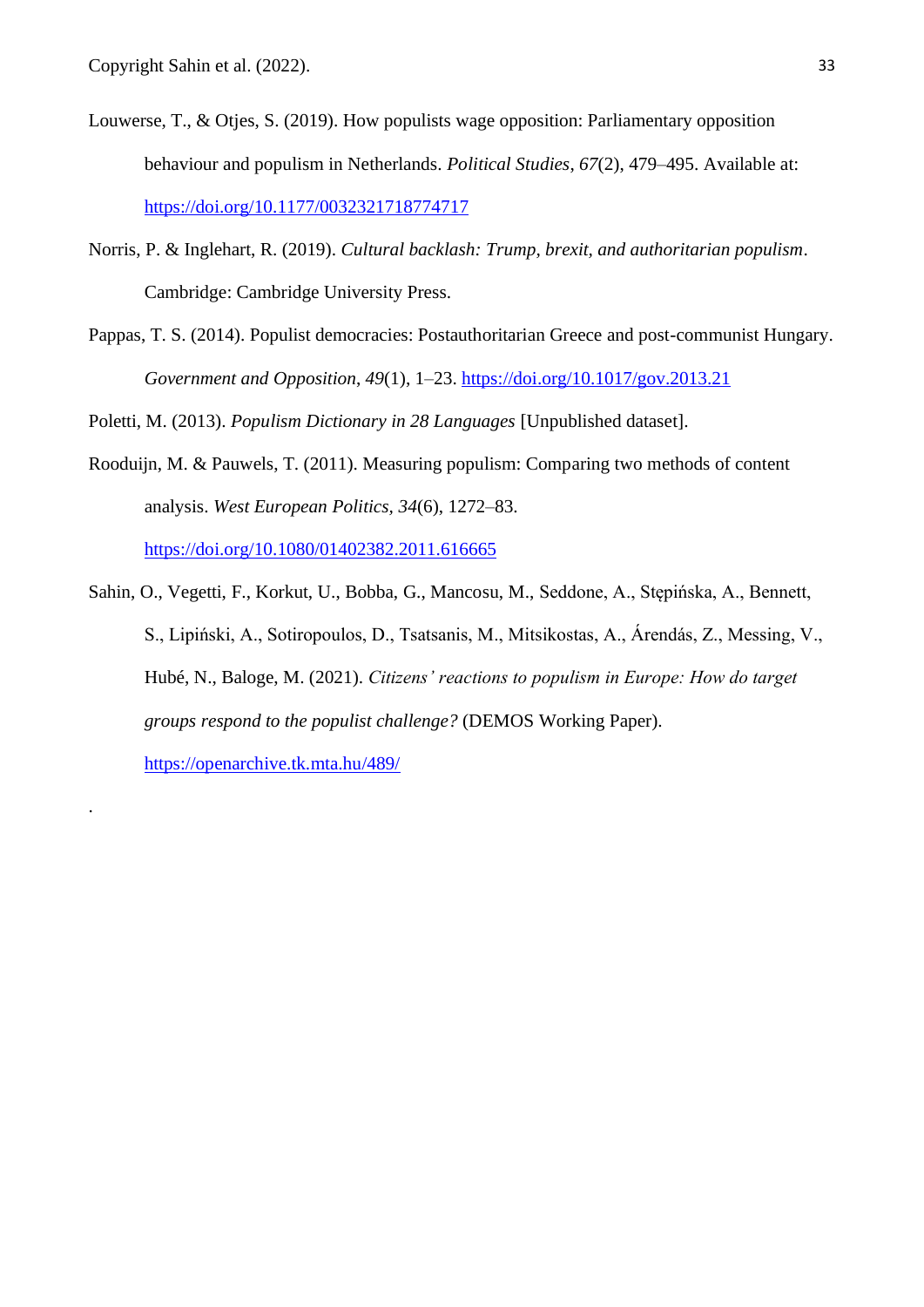Louwerse, T., & Otjes, S. (2019). How populists wage opposition: Parliamentary opposition behaviour and populism in Netherlands. *Political Studies*, *67*(2), 479–495. Available at: https://doi.org/10.1177/0032321718774717

Norris, P. & Inglehart, R. (2019). *Cultural backlash: Trump, brexit, and authoritarian populism*. Cambridge: Cambridge University Press.

Pappas, T. S. (2014). Populist democracies: Postauthoritarian Greece and post-communist Hungary. *Government and Opposition*, *49*(1), 1–23. https://doi.org/10.1017/gov.2013.21

Poletti, M. (2013). *Populism Dictionary in 28 Languages* [Unpublished dataset].

Rooduijn, M. & Pauwels, T. (2011). Measuring populism: Comparing two methods of content analysis. *West European Politics*, *34*(6), 1272–83. https://doi.org/10.1080/01402382.2011.616665

Sahin, O., Vegetti, F., Korkut, U., Bobba, G., Mancosu, M., Seddone, A., Stępińska, A., Bennett, S., Lipiński, A., Sotiropoulos, D., Tsatsanis, M., Mitsikostas, A., Árendás, Z., Messing, V., Hubé, N., Baloge, M. (2021). *Citizens' reactions to populism in Europe: How do target groups respond to the populist challenge?* (DEMOS Working Paper). https://openarchive.tk.mta.hu/489/

.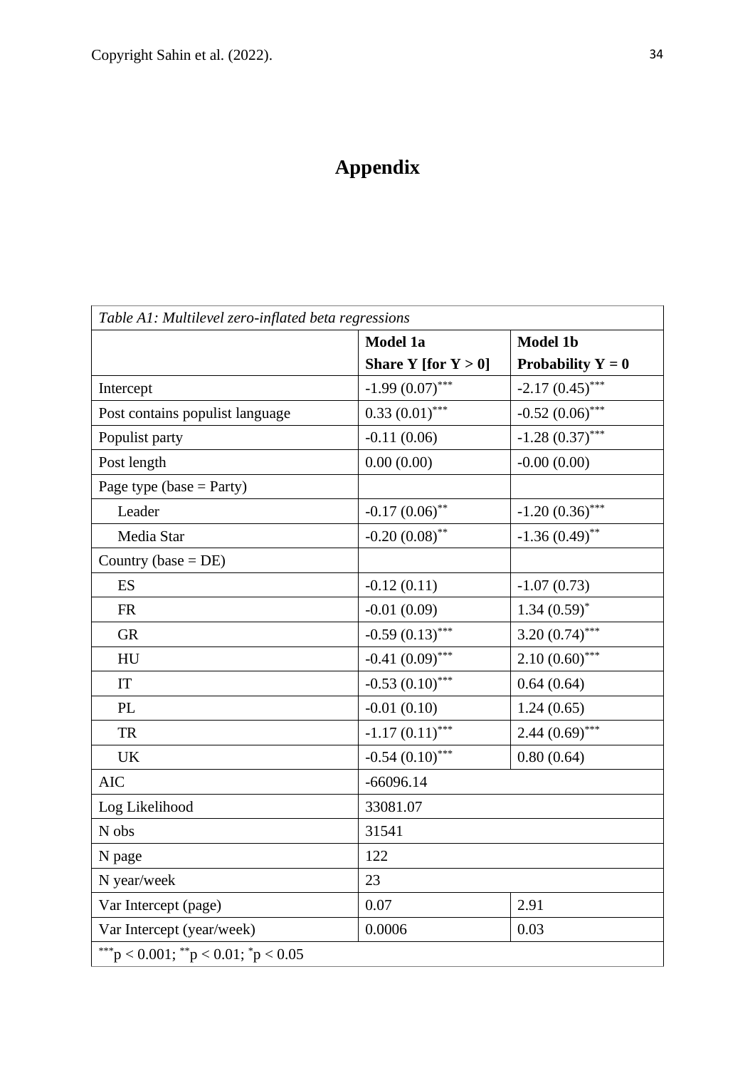# Appendix

| *Table A1: Multilevel zero-inflated beta regressions* | | |
|---|---|---|
| | **Model 1a**<br>**Share Y [for Y > 0]** | **Model 1b**<br>**Probability Y = 0** |
| Intercept | -1.99 (0.07)*** | -2.17 (0.45)*** |
| Post contains populist language | 0.33 (0.01)*** | -0.52 (0.06)*** |
| Populist party | -0.11 (0.06) | -1.28 (0.37)*** |
| Post length | 0.00 (0.00) | -0.00 (0.00) |
| Page type (base = Party) | | |
| Leader | -0.17 (0.06)** | -1.20 (0.36)*** |
| Media Star | -0.20 (0.08)** | -1.36 (0.49)** |
| Country (base = DE) | | |
| ES | -0.12 (0.11) | -1.07 (0.73) |
| FR | -0.01 (0.09) | 1.34 (0.59)* |
| GR | -0.59 (0.13)*** | 3.20 (0.74)*** |
| HU | -0.41 (0.09)*** | 2.10 (0.60)*** |
| IT | -0.53 (0.10)*** | 0.64 (0.64) |
| PL | -0.01 (0.10) | 1.24 (0.65) |
| TR | -1.17 (0.11)*** | 2.44 (0.69)*** |
| UK | -0.54 (0.10)*** | 0.80 (0.64) |
| AIC | -66096.14 | |
| Log Likelihood | 33081.07 | |
| N obs | 31541 | |
| N page | 122 | |
| N year/week | 23 | |
| Var Intercept (page) | 0.07 | 2.91 |
| Var Intercept (year/week) | 0.0006 | 0.03 |
| ***$p < 0.001$; **$p < 0.01$; *$p < 0.05$ | | |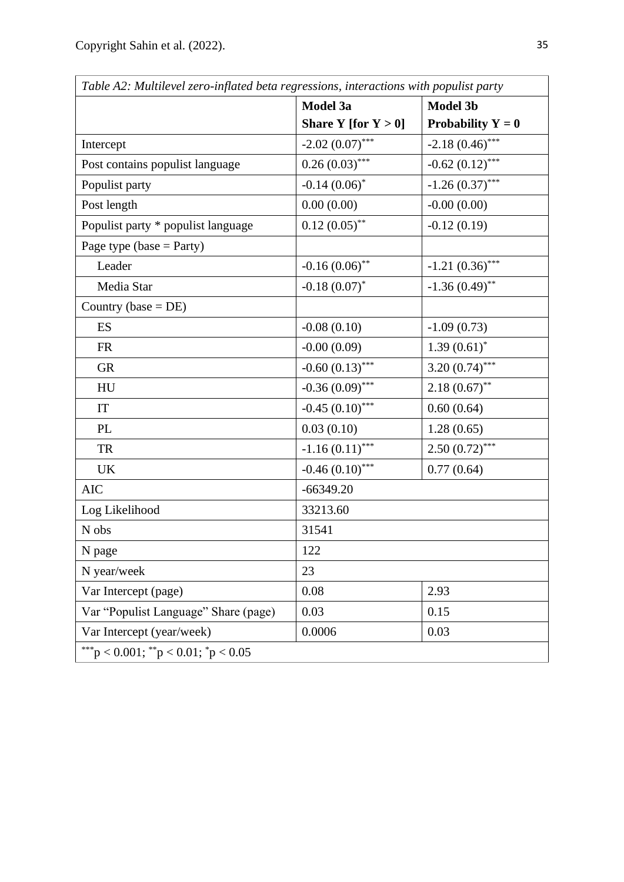*Table A2: Multilevel zero-inflated beta regressions, interactions with populist party*

| | **Model 3a** **Share Y [for Y > 0]** | **Model 3b** **Probability Y = 0** |
|---|---|---|
| Intercept | -2.02 (0.07)*** | -2.18 (0.46)*** |
| Post contains populist language | 0.26 (0.03)*** | -0.62 (0.12)*** |
| Populist party | -0.14 (0.06)* | -1.26 (0.37)*** |
| Post length | 0.00 (0.00) | -0.00 (0.00) |
| Populist party * populist language | 0.12 (0.05)** | -0.12 (0.19) |
| Page type (base = Party) | | |
| Leader | -0.16 (0.06)** | -1.21 (0.36)*** |
| Media Star | -0.18 (0.07)* | -1.36 (0.49)** |
| Country (base = DE) | | |
| ES | -0.08 (0.10) | -1.09 (0.73) |
| FR | -0.00 (0.09) | 1.39 (0.61)* |
| GR | -0.60 (0.13)*** | 3.20 (0.74)*** |
| HU | -0.36 (0.09)*** | 2.18 (0.67)** |
| IT | -0.45 (0.10)*** | 0.60 (0.64) |
| PL | 0.03 (0.10) | 1.28 (0.65) |
| TR | -1.16 (0.11)*** | 2.50 (0.72)*** |
| UK | -0.46 (0.10)*** | 0.77 (0.64) |
| AIC | -66349.20 | |
| Log Likelihood | 33213.60 | |
| N obs | 31541 | |
| N page | 122 | |
| N year/week | 23 | |
| Var Intercept (page) | 0.08 | 2.93 |
| Var "Populist Language" Share (page) | 0.03 | 0.15 |
| Var Intercept (year/week) | 0.0006 | 0.03 |

***$p < 0.001$; **$p < 0.01$; *$p < 0.05$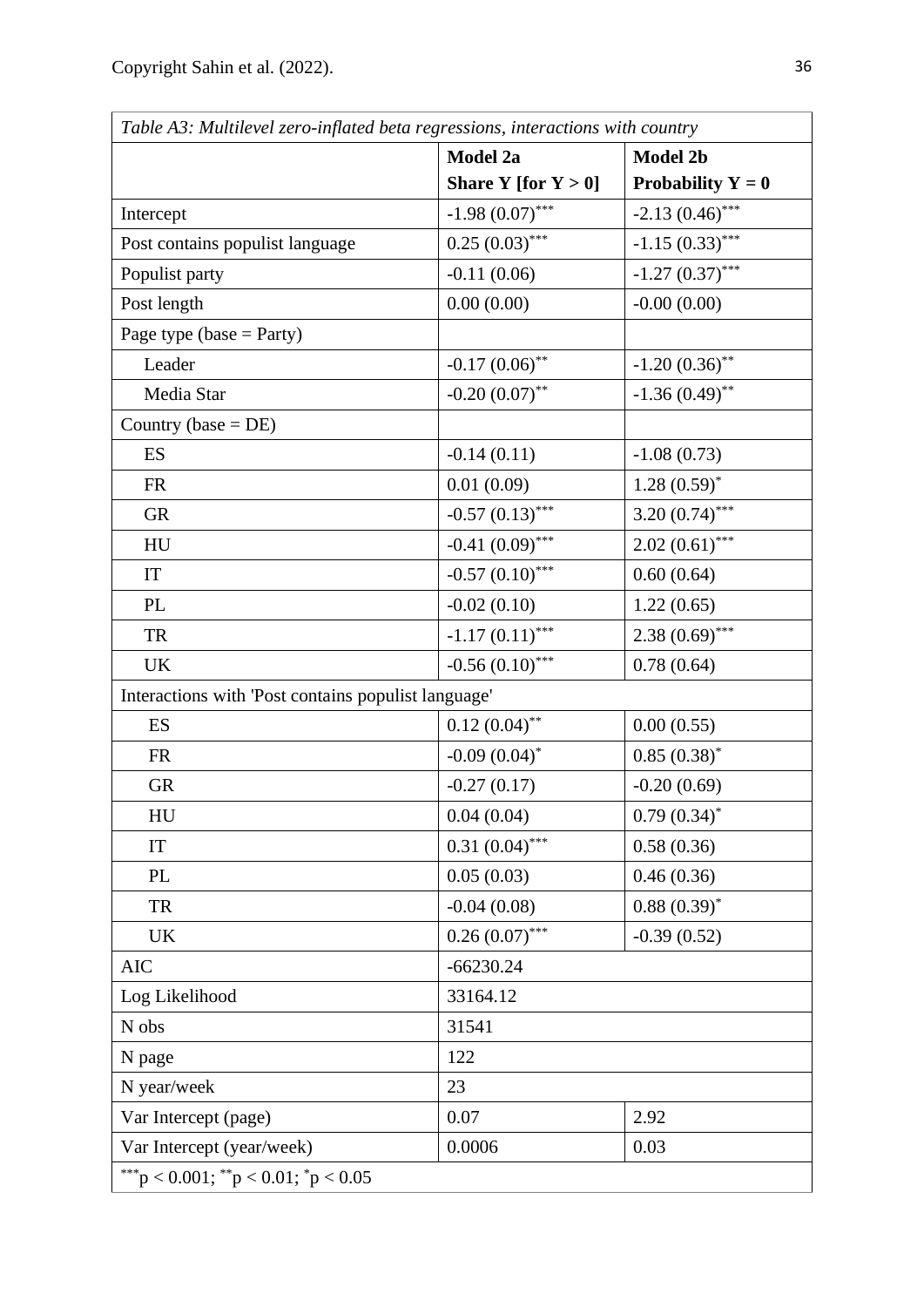*Table A3: Multilevel zero-inflated beta regressions, interactions with country*

| | **Model 2a** **Share Y [for Y > 0]** | **Model 2b** **Probability Y = 0** |
|---|---|---|
| Intercept | -1.98 (0.07)*** | -2.13 (0.46)*** |
| Post contains populist language | 0.25 (0.03)*** | -1.15 (0.33)*** |
| Populist party | -0.11 (0.06) | -1.27 (0.37)*** |
| Post length | 0.00 (0.00) | -0.00 (0.00) |
| Page type (base = Party) | | |
| Leader | -0.17 (0.06)** | -1.20 (0.36)** |
| Media Star | -0.20 (0.07)** | -1.36 (0.49)** |
| Country (base = DE) | | |
| ES | -0.14 (0.11) | -1.08 (0.73) |
| FR | 0.01 (0.09) | 1.28 (0.59)* |
| GR | -0.57 (0.13)*** | 3.20 (0.74)*** |
| HU | -0.41 (0.09)*** | 2.02 (0.61)*** |
| IT | -0.57 (0.10)*** | 0.60 (0.64) |
| PL | -0.02 (0.10) | 1.22 (0.65) |
| TR | -1.17 (0.11)*** | 2.38 (0.69)*** |
| UK | -0.56 (0.10)*** | 0.78 (0.64) |
| Interactions with 'Post contains populist language' | | |
| ES | 0.12 (0.04)** | 0.00 (0.55) |
| FR | -0.09 (0.04)* | 0.85 (0.38)* |
| GR | -0.27 (0.17) | -0.20 (0.69) |
| HU | 0.04 (0.04) | 0.79 (0.34)* |
| IT | 0.31 (0.04)*** | 0.58 (0.36) |
| PL | 0.05 (0.03) | 0.46 (0.36) |
| TR | -0.04 (0.08) | 0.88 (0.39)* |
| UK | 0.26 (0.07)*** | -0.39 (0.52) |
| AIC | -66230.24 | |
| Log Likelihood | 33164.12 | |
| N obs | 31541 | |
| N page | 122 | |
| N year/week | 23 | |
| Var Intercept (page) | 0.07 | 2.92 |
| Var Intercept (year/week) | 0.0006 | 0.03 |

***$p < 0.001$; **$p < 0.01$; *$p < 0.05$